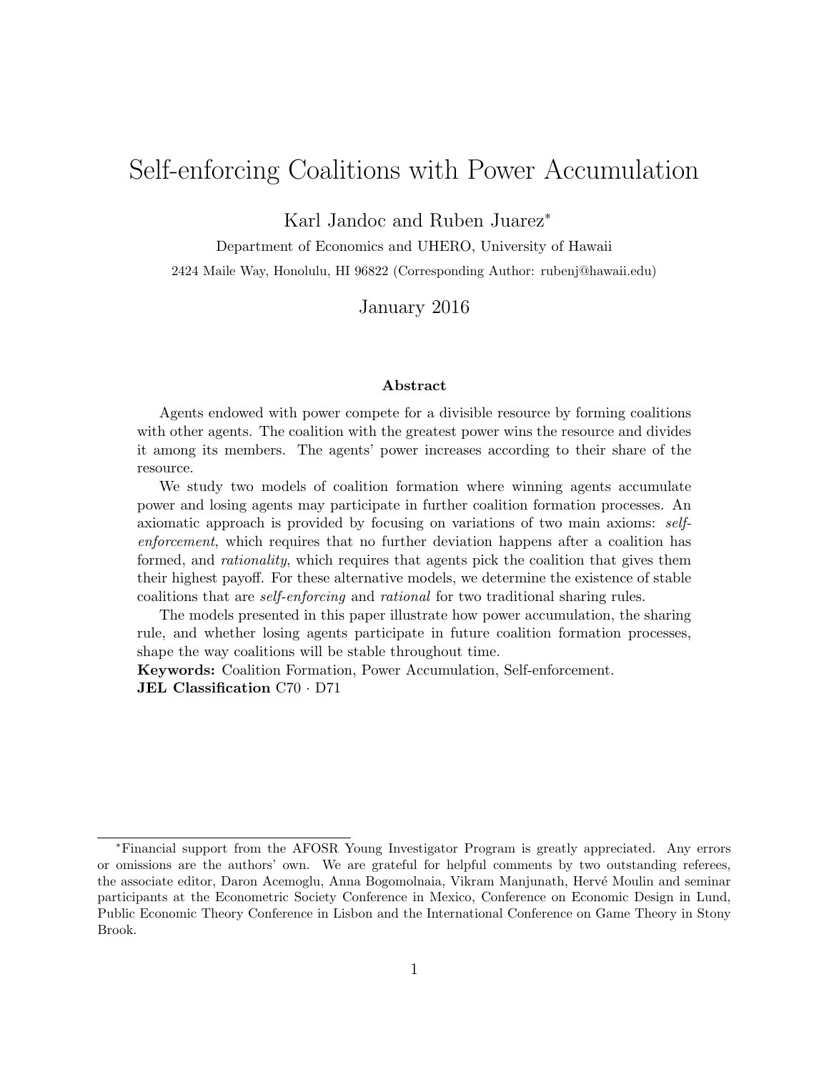# Self-enforcing Coalitions with Power Accumulation

Karl Jandoc and Ruben Juarez*

Department of Economics and UHERO, University of Hawaii

2424 Maile Way, Honolulu, HI 96822 (Corresponding Author: rubenj@hawaii.edu)

January 2016

### Abstract

Agents endowed with power compete for a divisible resource by forming coalitions with other agents. The coalition with the greatest power wins the resource and divides it among its members. The agents' power increases according to their share of the resource.

We study two models of coalition formation where winning agents accumulate power and losing agents may participate in further coalition formation processes. An axiomatic approach is provided by focusing on variations of two main axioms: *self-enforcement*, which requires that no further deviation happens after a coalition has formed, and *rationality*, which requires that agents pick the coalition that gives them their highest payoff. For these alternative models, we determine the existence of stable coalitions that are *self-enforcing* and *rational* for two traditional sharing rules.

The models presented in this paper illustrate how power accumulation, the sharing rule, and whether losing agents participate in future coalition formation processes, shape the way coalitions will be stable throughout time.

**Keywords:** Coalition Formation, Power Accumulation, Self-enforcement.
**JEL Classification** C70 · D71

---

*Financial support from the AFOSR Young Investigator Program is greatly appreciated. Any errors or omissions are the authors' own. We are grateful for helpful comments by two outstanding referees, the associate editor, Daron Acemoglu, Anna Bogomolnaia, Vikram Manjunath, Hervé Moulin and seminar participants at the Econometric Society Conference in Mexico, Conference on Economic Design in Lund, Public Economic Theory Conference in Lisbon and the International Conference on Game Theory in Stony Brook.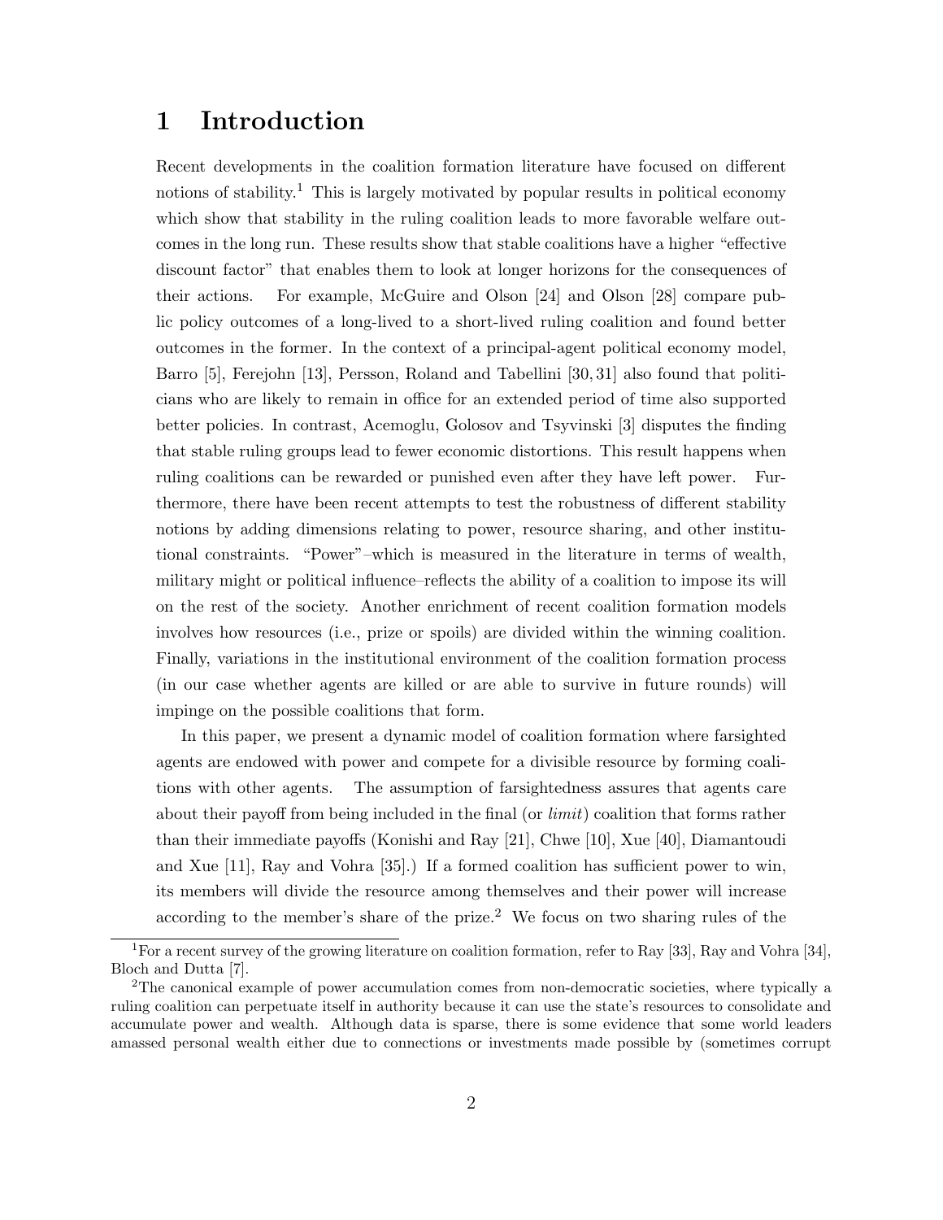# 1 Introduction

Recent developments in the coalition formation literature have focused on different notions of stability.[1] This is largely motivated by popular results in political economy which show that stability in the ruling coalition leads to more favorable welfare outcomes in the long run. These results show that stable coalitions have a higher "effective discount factor" that enables them to look at longer horizons for the consequences of their actions. For example, McGuire and Olson [24] and Olson [28] compare public policy outcomes of a long-lived to a short-lived ruling coalition and found better outcomes in the former. In the context of a principal-agent political economy model, Barro [5], Ferejohn [13], Persson, Roland and Tabellini [30, 31] also found that politicians who are likely to remain in office for an extended period of time also supported better policies. In contrast, Acemoglu, Golosov and Tsyvinski [3] disputes the finding that stable ruling groups lead to fewer economic distortions. This result happens when ruling coalitions can be rewarded or punished even after they have left power. Furthermore, there have been recent attempts to test the robustness of different stability notions by adding dimensions relating to power, resource sharing, and other institutional constraints. "Power"–which is measured in the literature in terms of wealth, military might or political influence–reflects the ability of a coalition to impose its will on the rest of the society. Another enrichment of recent coalition formation models involves how resources (i.e., prize or spoils) are divided within the winning coalition. Finally, variations in the institutional environment of the coalition formation process (in our case whether agents are killed or are able to survive in future rounds) will impinge on the possible coalitions that form.

In this paper, we present a dynamic model of coalition formation where farsighted agents are endowed with power and compete for a divisible resource by forming coalitions with other agents. The assumption of farsightedness assures that agents care about their payoff from being included in the final (or *limit*) coalition that forms rather than their immediate payoffs (Konishi and Ray [21], Chwe [10], Xue [40], Diamantoudi and Xue [11], Ray and Vohra [35].) If a formed coalition has sufficient power to win, its members will divide the resource among themselves and their power will increase according to the member's share of the prize.[2] We focus on two sharing rules of the

[1] For a recent survey of the growing literature on coalition formation, refer to Ray [33], Ray and Vohra [34], Bloch and Dutta [7].

[2] The canonical example of power accumulation comes from non-democratic societies, where typically a ruling coalition can perpetuate itself in authority because it can use the state's resources to consolidate and accumulate power and wealth. Although data is sparse, there is some evidence that some world leaders amassed personal wealth either due to connections or investments made possible by (sometimes corrupt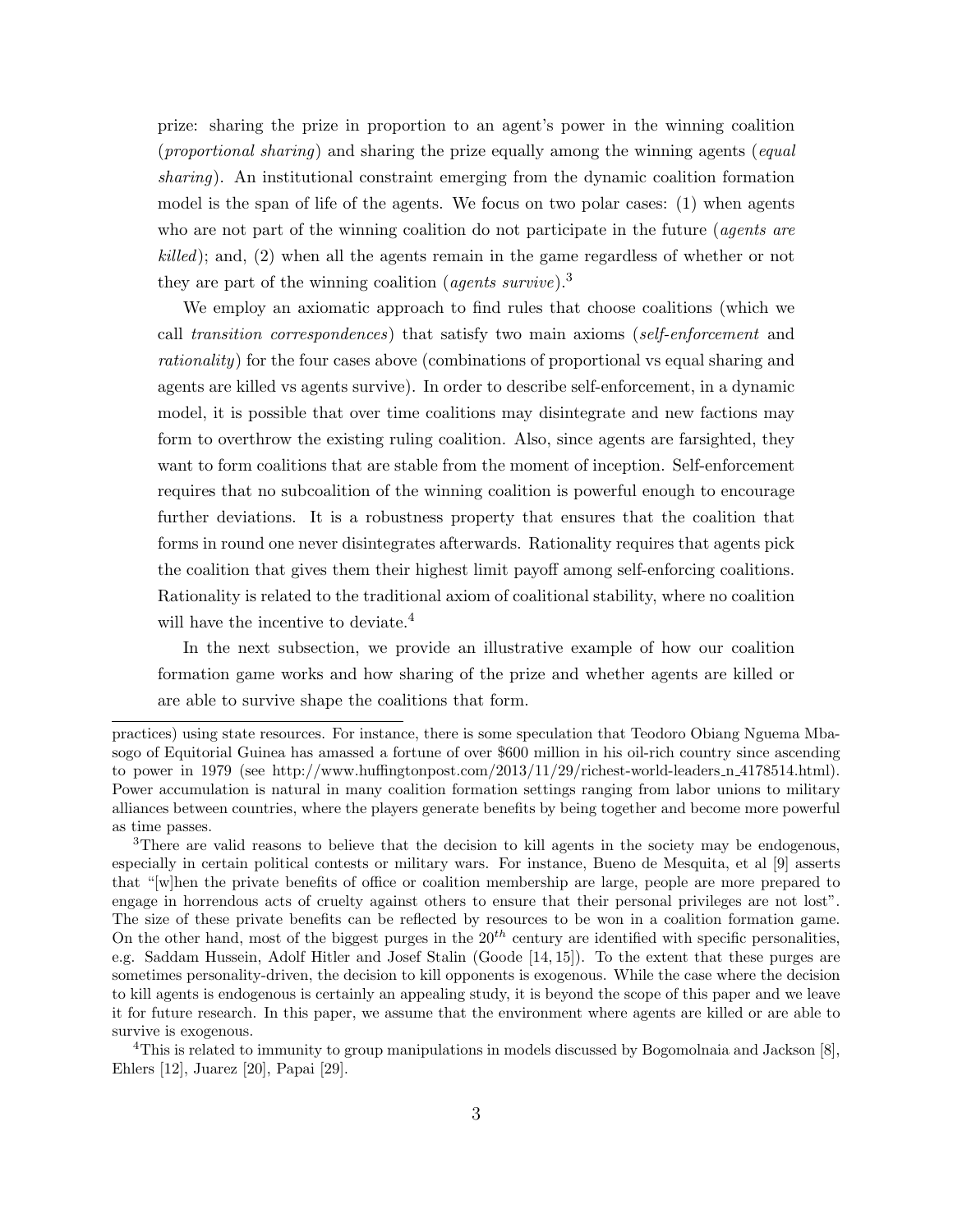prize: sharing the prize in proportion to an agent's power in the winning coalition (*proportional sharing*) and sharing the prize equally among the winning agents (*equal sharing*). An institutional constraint emerging from the dynamic coalition formation model is the span of life of the agents. We focus on two polar cases: (1) when agents who are not part of the winning coalition do not participate in the future (*agents are killed*); and, (2) when all the agents remain in the game regardless of whether or not they are part of the winning coalition (*agents survive*).[3]

We employ an axiomatic approach to find rules that choose coalitions (which we call *transition correspondences*) that satisfy two main axioms (*self-enforcement* and *rationality*) for the four cases above (combinations of proportional vs equal sharing and agents are killed vs agents survive). In order to describe self-enforcement, in a dynamic model, it is possible that over time coalitions may disintegrate and new factions may form to overthrow the existing ruling coalition. Also, since agents are farsighted, they want to form coalitions that are stable from the moment of inception. Self-enforcement requires that no subcoalition of the winning coalition is powerful enough to encourage further deviations. It is a robustness property that ensures that the coalition that forms in round one never disintegrates afterwards. Rationality requires that agents pick the coalition that gives them their highest limit payoff among self-enforcing coalitions. Rationality is related to the traditional axiom of coalitional stability, where no coalition will have the incentive to deviate.[4]

In the next subsection, we provide an illustrative example of how our coalition formation game works and how sharing of the prize and whether agents are killed or are able to survive shape the coalitions that form.

---

practices) using state resources. For instance, there is some speculation that Teodoro Obiang Nguema Mbasogo of Equitorial Guinea has amassed a fortune of over $600 million in his oil-rich country since ascending to power in 1979 (see http://www.huffingtonpost.com/2013/11/29/richest-world-leaders_n_4178514.html). Power accumulation is natural in many coalition formation settings ranging from labor unions to military alliances between countries, where the players generate benefits by being together and become more powerful as time passes.

[3]There are valid reasons to believe that the decision to kill agents in the society may be endogenous, especially in certain political contests or military wars. For instance, Bueno de Mesquita, et al [9] asserts that "[w]hen the private benefits of office or coalition membership are large, people are more prepared to engage in horrendous acts of cruelty against others to ensure that their personal privileges are not lost". The size of these private benefits can be reflected by resources to be won in a coalition formation game. On the other hand, most of the biggest purges in the $20^{th}$ century are identified with specific personalities, e.g. Saddam Hussein, Adolf Hitler and Josef Stalin (Goode [14, 15]). To the extent that these purges are sometimes personality-driven, the decision to kill opponents is exogenous. While the case where the decision to kill agents is endogenous is certainly an appealing study, it is beyond the scope of this paper and we leave it for future research. In this paper, we assume that the environment where agents are killed or are able to survive is exogenous.

[4]This is related to immunity to group manipulations in models discussed by Bogomolnaia and Jackson [8], Ehlers [12], Juarez [20], Papai [29].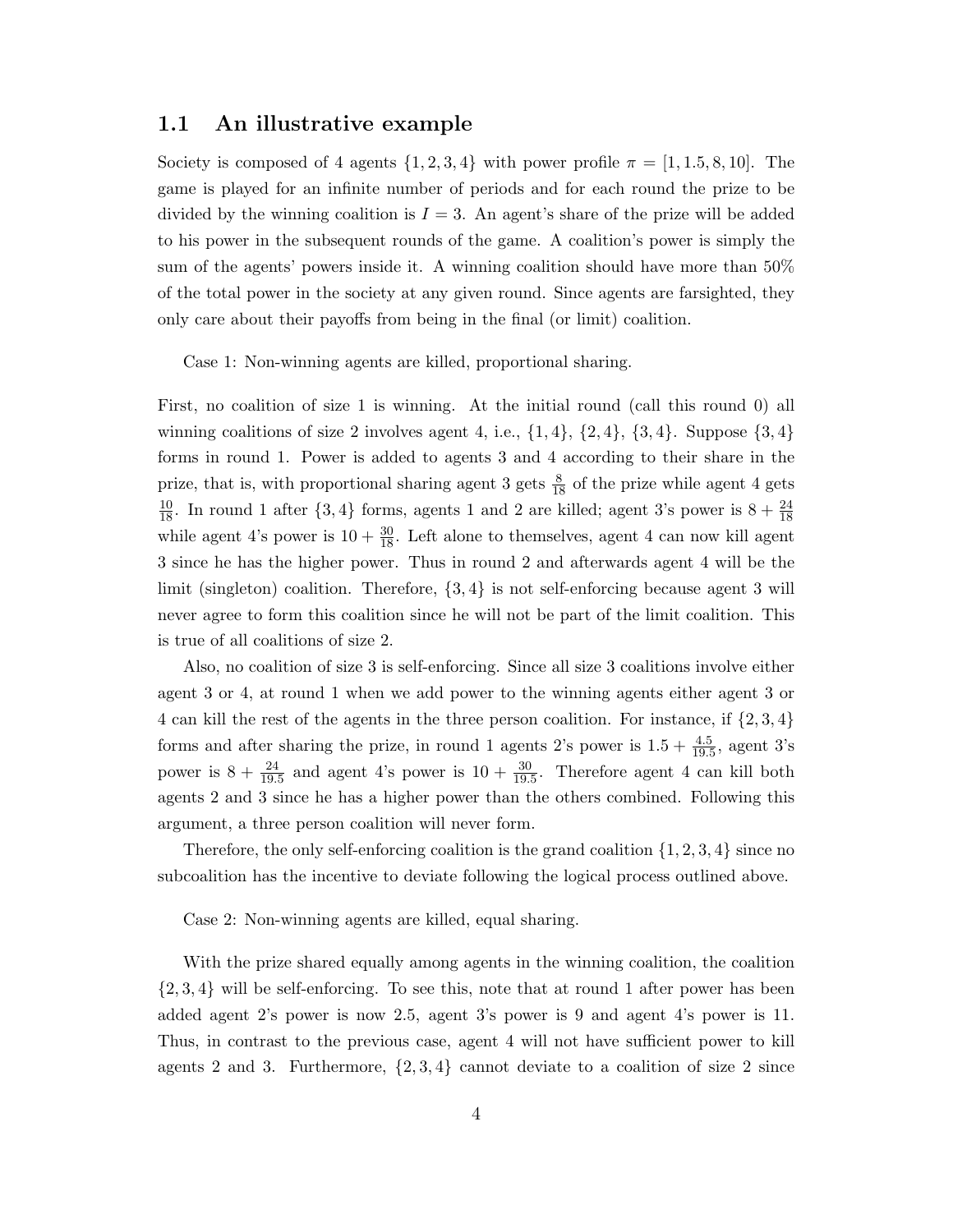## 1.1 An illustrative example

Society is composed of 4 agents $\{1, 2, 3, 4\}$ with power profile $\pi = [1, 1.5, 8, 10]$. The game is played for an infinite number of periods and for each round the prize to be divided by the winning coalition is $I = 3$. An agent's share of the prize will be added to his power in the subsequent rounds of the game. A coalition's power is simply the sum of the agents' powers inside it. A winning coalition should have more than 50% of the total power in the society at any given round. Since agents are farsighted, they only care about their payoffs from being in the final (or limit) coalition.

Case 1: Non-winning agents are killed, proportional sharing.

First, no coalition of size 1 is winning. At the initial round (call this round 0) all winning coalitions of size 2 involves agent 4, i.e., $\{1, 4\}$, $\{2, 4\}$, $\{3, 4\}$. Suppose $\{3, 4\}$ forms in round 1. Power is added to agents 3 and 4 according to their share in the prize, that is, with proportional sharing agent 3 gets $\frac{8}{18}$ of the prize while agent 4 gets $\frac{10}{18}$. In round 1 after $\{3, 4\}$ forms, agents 1 and 2 are killed; agent 3's power is $8 + \frac{24}{18}$ while agent 4's power is $10 + \frac{30}{18}$. Left alone to themselves, agent 4 can now kill agent 3 since he has the higher power. Thus in round 2 and afterwards agent 4 will be the limit (singleton) coalition. Therefore, $\{3, 4\}$ is not self-enforcing because agent 3 will never agree to form this coalition since he will not be part of the limit coalition. This is true of all coalitions of size 2.

Also, no coalition of size 3 is self-enforcing. Since all size 3 coalitions involve either agent 3 or 4, at round 1 when we add power to the winning agents either agent 3 or 4 can kill the rest of the agents in the three person coalition. For instance, if $\{2, 3, 4\}$ forms and after sharing the prize, in round 1 agents 2's power is $1.5 + \frac{4.5}{19.5}$, agent 3's power is $8 + \frac{24}{19.5}$ and agent 4's power is $10 + \frac{30}{19.5}$. Therefore agent 4 can kill both agents 2 and 3 since he has a higher power than the others combined. Following this argument, a three person coalition will never form.

Therefore, the only self-enforcing coalition is the grand coalition $\{1, 2, 3, 4\}$ since no subcoalition has the incentive to deviate following the logical process outlined above.

Case 2: Non-winning agents are killed, equal sharing.

With the prize shared equally among agents in the winning coalition, the coalition $\{2, 3, 4\}$ will be self-enforcing. To see this, note that at round 1 after power has been added agent 2's power is now 2.5, agent 3's power is 9 and agent 4's power is 11. Thus, in contrast to the previous case, agent 4 will not have sufficient power to kill agents 2 and 3. Furthermore, $\{2, 3, 4\}$ cannot deviate to a coalition of size 2 since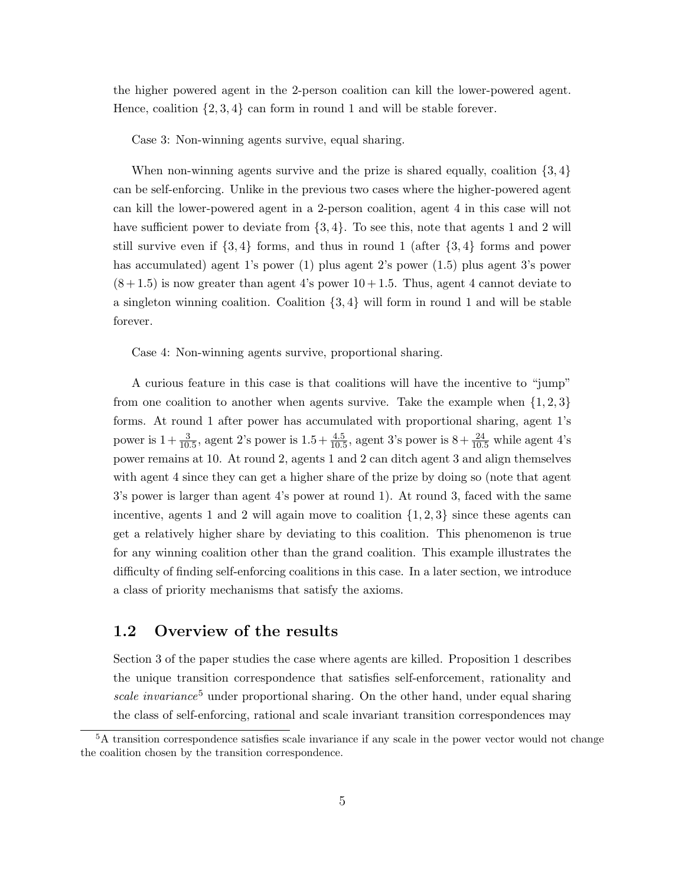the higher powered agent in the 2-person coalition can kill the lower-powered agent. Hence, coalition $\{2, 3, 4\}$ can form in round 1 and will be stable forever.

Case 3: Non-winning agents survive, equal sharing.

When non-winning agents survive and the prize is shared equally, coalition $\{3, 4\}$ can be self-enforcing. Unlike in the previous two cases where the higher-powered agent can kill the lower-powered agent in a 2-person coalition, agent 4 in this case will not have sufficient power to deviate from $\{3, 4\}$. To see this, note that agents 1 and 2 will still survive even if $\{3, 4\}$ forms, and thus in round 1 (after $\{3, 4\}$ forms and power has accumulated) agent 1's power (1) plus agent 2's power (1.5) plus agent 3's power $(8 + 1.5)$ is now greater than agent 4's power $10 + 1.5$. Thus, agent 4 cannot deviate to a singleton winning coalition. Coalition $\{3, 4\}$ will form in round 1 and will be stable forever.

Case 4: Non-winning agents survive, proportional sharing.

A curious feature in this case is that coalitions will have the incentive to "jump" from one coalition to another when agents survive. Take the example when $\{1, 2, 3\}$ forms. At round 1 after power has accumulated with proportional sharing, agent 1's power is $1 + \frac{3}{10.5}$, agent 2's power is $1.5 + \frac{4.5}{10.5}$, agent 3's power is $8 + \frac{24}{10.5}$ while agent 4's power remains at 10. At round 2, agents 1 and 2 can ditch agent 3 and align themselves with agent 4 since they can get a higher share of the prize by doing so (note that agent 3's power is larger than agent 4's power at round 1). At round 3, faced with the same incentive, agents 1 and 2 will again move to coalition $\{1, 2, 3\}$ since these agents can get a relatively higher share by deviating to this coalition. This phenomenon is true for any winning coalition other than the grand coalition. This example illustrates the difficulty of finding self-enforcing coalitions in this case. In a later section, we introduce a class of priority mechanisms that satisfy the axioms.

## 1.2 Overview of the results

Section 3 of the paper studies the case where agents are killed. Proposition 1 describes the unique transition correspondence that satisfies self-enforcement, rationality and *scale invariance*[5] under proportional sharing. On the other hand, under equal sharing the class of self-enforcing, rational and scale invariant transition correspondences may

[5] A transition correspondence satisfies scale invariance if any scale in the power vector would not change the coalition chosen by the transition correspondence.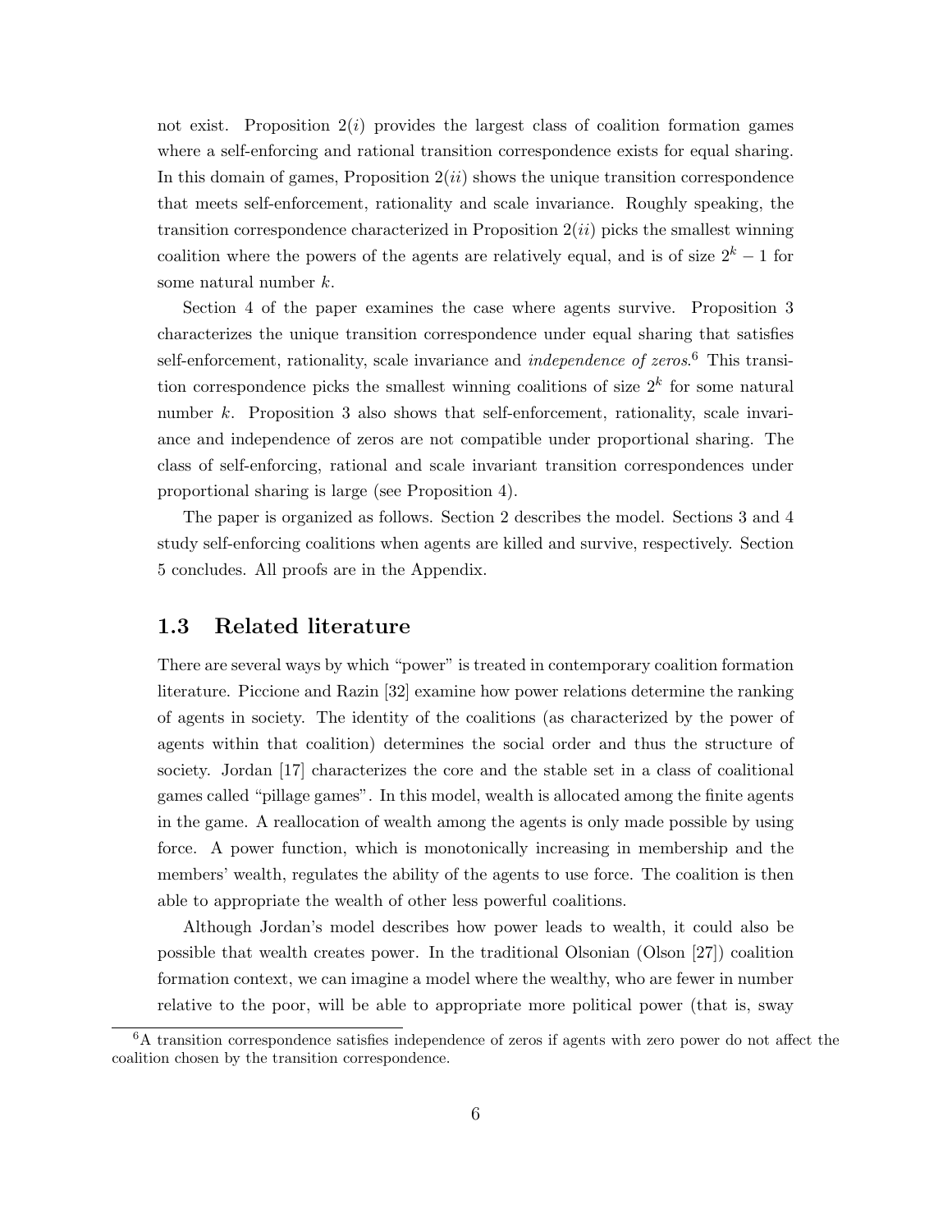not exist. Proposition 2($i$) provides the largest class of coalition formation games where a self-enforcing and rational transition correspondence exists for equal sharing. In this domain of games, Proposition 2($ii$) shows the unique transition correspondence that meets self-enforcement, rationality and scale invariance. Roughly speaking, the transition correspondence characterized in Proposition 2($ii$) picks the smallest winning coalition where the powers of the agents are relatively equal, and is of size $2^k - 1$ for some natural number $k$.

Section 4 of the paper examines the case where agents survive. Proposition 3 characterizes the unique transition correspondence under equal sharing that satisfies self-enforcement, rationality, scale invariance and *independence of zeros*.[6] This transition correspondence picks the smallest winning coalitions of size $2^k$ for some natural number $k$. Proposition 3 also shows that self-enforcement, rationality, scale invariance and independence of zeros are not compatible under proportional sharing. The class of self-enforcing, rational and scale invariant transition correspondences under proportional sharing is large (see Proposition 4).

The paper is organized as follows. Section 2 describes the model. Sections 3 and 4 study self-enforcing coalitions when agents are killed and survive, respectively. Section 5 concludes. All proofs are in the Appendix.

### 1.3 Related literature

There are several ways by which "power" is treated in contemporary coalition formation literature. Piccione and Razin [32] examine how power relations determine the ranking of agents in society. The identity of the coalitions (as characterized by the power of agents within that coalition) determines the social order and thus the structure of society. Jordan [17] characterizes the core and the stable set in a class of coalitional games called "pillage games". In this model, wealth is allocated among the finite agents in the game. A reallocation of wealth among the agents is only made possible by using force. A power function, which is monotonically increasing in membership and the members' wealth, regulates the ability of the agents to use force. The coalition is then able to appropriate the wealth of other less powerful coalitions.

Although Jordan's model describes how power leads to wealth, it could also be possible that wealth creates power. In the traditional Olsonian (Olson [27]) coalition formation context, we can imagine a model where the wealthy, who are fewer in number relative to the poor, will be able to appropriate more political power (that is, sway

[6] A transition correspondence satisfies independence of zeros if agents with zero power do not affect the coalition chosen by the transition correspondence.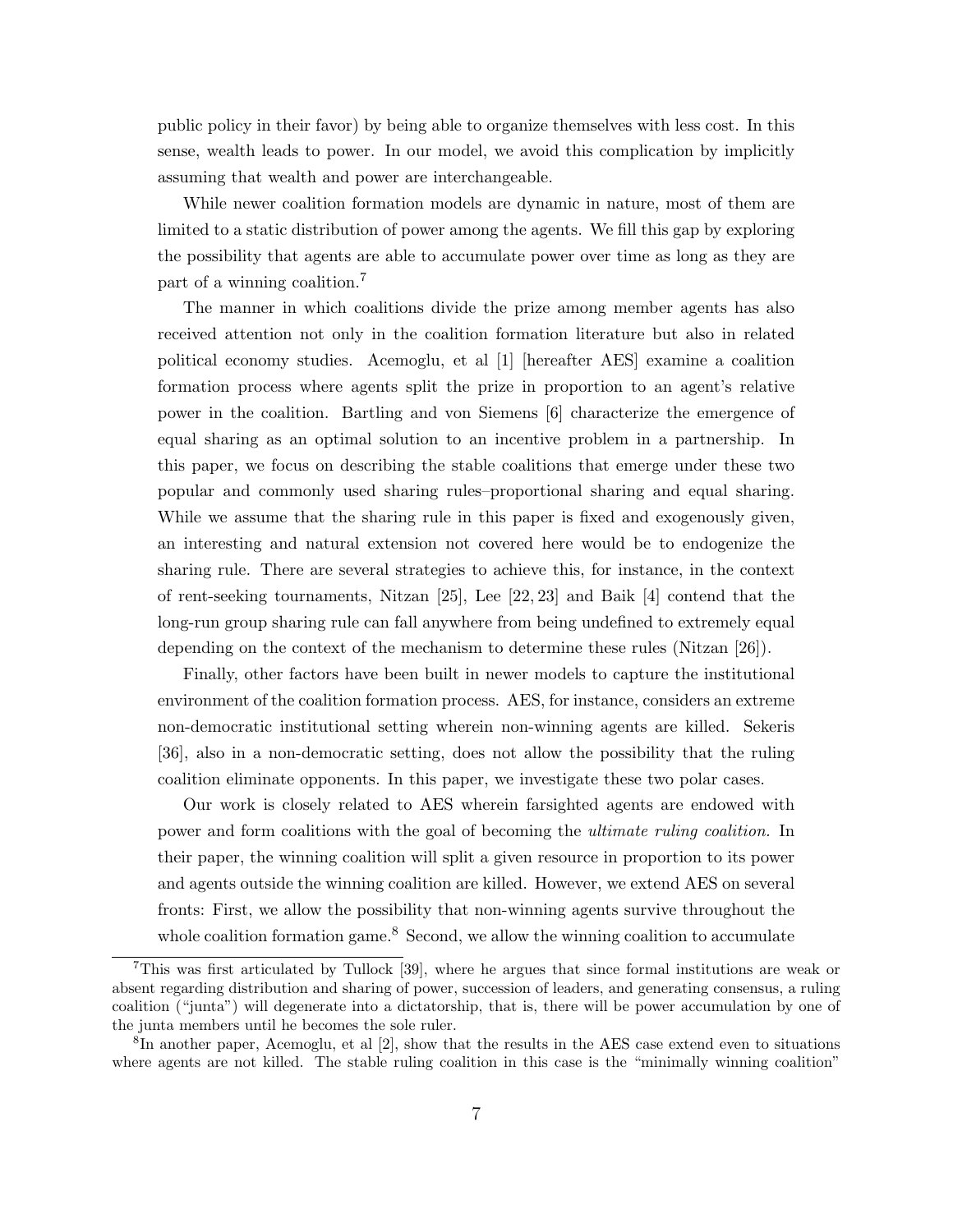public policy in their favor) by being able to organize themselves with less cost. In this sense, wealth leads to power. In our model, we avoid this complication by implicitly assuming that wealth and power are interchangeable.

While newer coalition formation models are dynamic in nature, most of them are limited to a static distribution of power among the agents. We fill this gap by exploring the possibility that agents are able to accumulate power over time as long as they are part of a winning coalition.[7]

The manner in which coalitions divide the prize among member agents has also received attention not only in the coalition formation literature but also in related political economy studies. Acemoglu, et al [1] [hereafter AES] examine a coalition formation process where agents split the prize in proportion to an agent's relative power in the coalition. Bartling and von Siemens [6] characterize the emergence of equal sharing as an optimal solution to an incentive problem in a partnership. In this paper, we focus on describing the stable coalitions that emerge under these two popular and commonly used sharing rules–proportional sharing and equal sharing. While we assume that the sharing rule in this paper is fixed and exogenously given, an interesting and natural extension not covered here would be to endogenize the sharing rule. There are several strategies to achieve this, for instance, in the context of rent-seeking tournaments, Nitzan [25], Lee [22, 23] and Baik [4] contend that the long-run group sharing rule can fall anywhere from being undefined to extremely equal depending on the context of the mechanism to determine these rules (Nitzan [26]).

Finally, other factors have been built in newer models to capture the institutional environment of the coalition formation process. AES, for instance, considers an extreme non-democratic institutional setting wherein non-winning agents are killed. Sekeris [36], also in a non-democratic setting, does not allow the possibility that the ruling coalition eliminate opponents. In this paper, we investigate these two polar cases.

Our work is closely related to AES wherein farsighted agents are endowed with power and form coalitions with the goal of becoming the *ultimate ruling coalition.* In their paper, the winning coalition will split a given resource in proportion to its power and agents outside the winning coalition are killed. However, we extend AES on several fronts: First, we allow the possibility that non-winning agents survive throughout the whole coalition formation game.[8] Second, we allow the winning coalition to accumulate

[7]This was first articulated by Tullock [39], where he argues that since formal institutions are weak or absent regarding distribution and sharing of power, succession of leaders, and generating consensus, a ruling coalition ("junta") will degenerate into a dictatorship, that is, there will be power accumulation by one of the junta members until he becomes the sole ruler.

[8]In another paper, Acemoglu, et al [2], show that the results in the AES case extend even to situations where agents are not killed. The stable ruling coalition in this case is the "minimally winning coalition"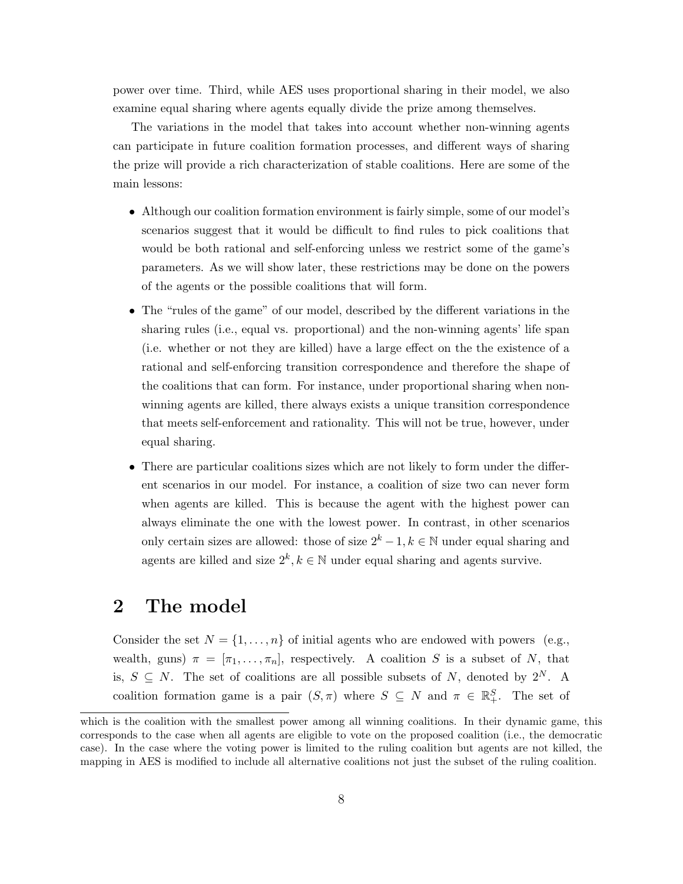power over time. Third, while AES uses proportional sharing in their model, we also examine equal sharing where agents equally divide the prize among themselves.

The variations in the model that takes into account whether non-winning agents can participate in future coalition formation processes, and different ways of sharing the prize will provide a rich characterization of stable coalitions. Here are some of the main lessons:

- Although our coalition formation environment is fairly simple, some of our model's scenarios suggest that it would be difficult to find rules to pick coalitions that would be both rational and self-enforcing unless we restrict some of the game's parameters. As we will show later, these restrictions may be done on the powers of the agents or the possible coalitions that will form.
- The "rules of the game" of our model, described by the different variations in the sharing rules (i.e., equal vs. proportional) and the non-winning agents' life span (i.e. whether or not they are killed) have a large effect on the the existence of a rational and self-enforcing transition correspondence and therefore the shape of the coalitions that can form. For instance, under proportional sharing when non-winning agents are killed, there always exists a unique transition correspondence that meets self-enforcement and rationality. This will not be true, however, under equal sharing.
- There are particular coalitions sizes which are not likely to form under the different scenarios in our model. For instance, a coalition of size two can never form when agents are killed. This is because the agent with the highest power can always eliminate the one with the lowest power. In contrast, in other scenarios only certain sizes are allowed: those of size $2^k - 1, k \in \mathbb{N}$ under equal sharing and agents are killed and size $2^k, k \in \mathbb{N}$ under equal sharing and agents survive.

## 2 The model

Consider the set $N = \{1, \ldots, n\}$ of initial agents who are endowed with powers (e.g., wealth, guns) $\pi = [\pi_1, \ldots, \pi_n]$, respectively. A coalition $S$ is a subset of $N$, that is, $S \subseteq N$. The set of coalitions are all possible subsets of $N$, denoted by $2^N$. A coalition formation game is a pair $(S, \pi)$ where $S \subseteq N$ and $\pi \in \mathbb{R}^S_+$. The set of

which is the coalition with the smallest power among all winning coalitions. In their dynamic game, this corresponds to the case when all agents are eligible to vote on the proposed coalition (i.e., the democratic case). In the case where the voting power is limited to the ruling coalition but agents are not killed, the mapping in AES is modified to include all alternative coalitions not just the subset of the ruling coalition.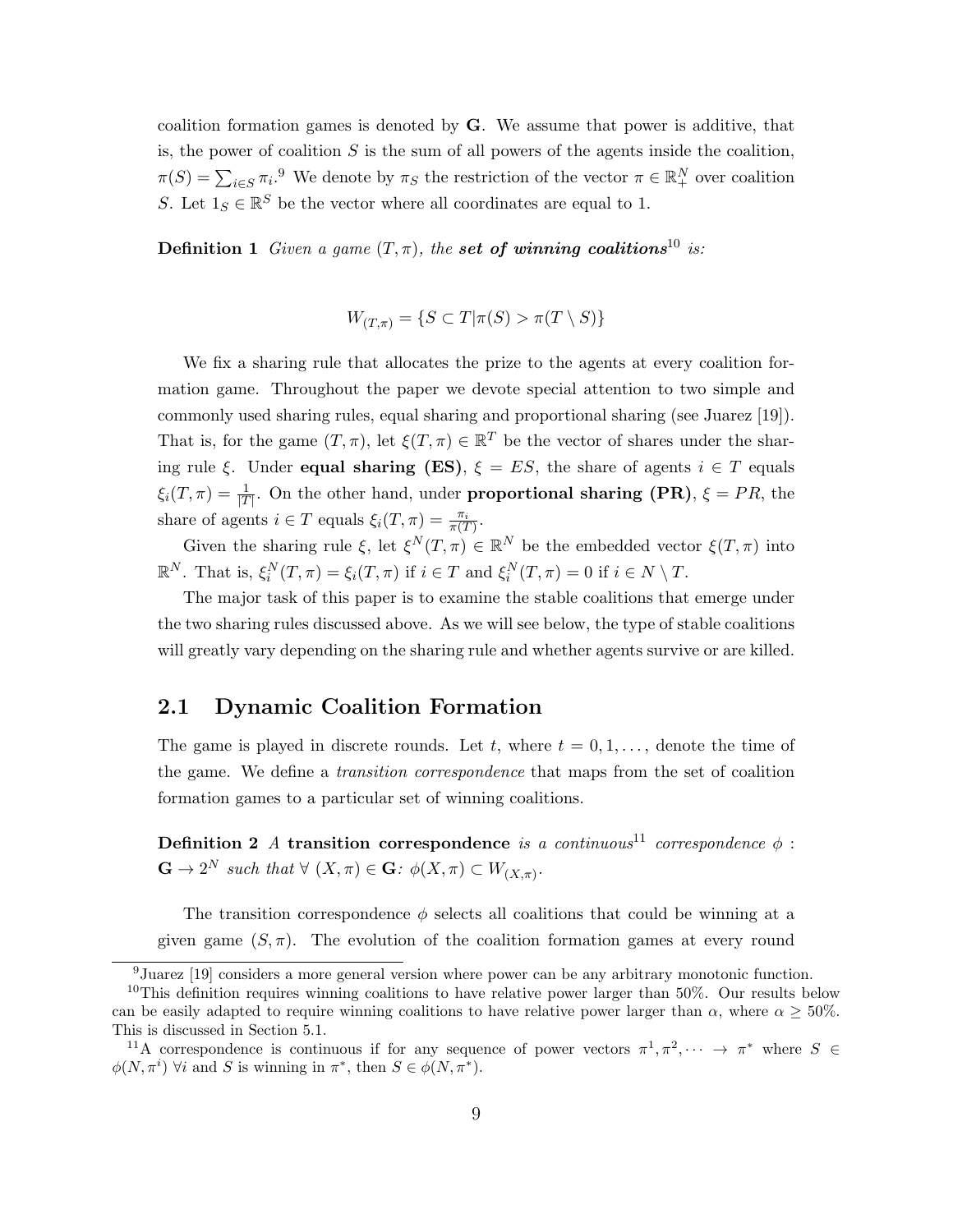coalition formation games is denoted by $\mathbf{G}$. We assume that power is additive, that is, the power of coalition $S$ is the sum of all powers of the agents inside the coalition, $\pi(S) = \sum_{i \in S} \pi_i$.[9] We denote by $\pi_S$ the restriction of the vector $\pi \in \mathbb{R}^N_+$ over coalition $S$. Let $1_S \in \mathbb{R}^S$ be the vector where all coordinates are equal to 1.

**Definition 1** *Given a game $(T, \pi)$, the **set of winning coalitions**[10] is:*

$$W_{(T,\pi)} = \{S \subset T | \pi(S) > \pi(T \setminus S)\}$$

We fix a sharing rule that allocates the prize to the agents at every coalition formation game. Throughout the paper we devote special attention to two simple and commonly used sharing rules, equal sharing and proportional sharing (see Juarez [19]). That is, for the game $(T, \pi)$, let $\xi(T, \pi) \in \mathbb{R}^T$ be the vector of shares under the sharing rule $\xi$. Under **equal sharing (ES)**, $\xi = ES$, the share of agents $i \in T$ equals $\xi_i(T, \pi) = \frac{1}{|T|}$. On the other hand, under **proportional sharing (PR)**, $\xi = PR$, the share of agents $i \in T$ equals $\xi_i(T, \pi) = \frac{\pi_i}{\pi(T)}$.

Given the sharing rule $\xi$, let $\xi^N(T, \pi) \in \mathbb{R}^N$ be the embedded vector $\xi(T, \pi)$ into $\mathbb{R}^N$. That is, $\xi^N_i(T, \pi) = \xi_i(T, \pi)$ if $i \in T$ and $\xi^N_i(T, \pi) = 0$ if $i \in N \setminus T$.

The major task of this paper is to examine the stable coalitions that emerge under the two sharing rules discussed above. As we will see below, the type of stable coalitions will greatly vary depending on the sharing rule and whether agents survive or are killed.

## 2.1 Dynamic Coalition Formation

The game is played in discrete rounds. Let $t$, where $t = 0, 1, \dots$, denote the time of the game. We define a *transition correspondence* that maps from the set of coalition formation games to a particular set of winning coalitions.

**Definition 2** *A* **transition correspondence** *is a continuous*[11] *correspondence $\phi$ : $\mathbf{G} \to 2^N$ such that $\forall$ $(X, \pi) \in \mathbf{G}$: $\phi(X, \pi) \subset W_{(X,\pi)}$.*

The transition correspondence $\phi$ selects all coalitions that could be winning at a given game $(S, \pi)$. The evolution of the coalition formation games at every round

[9] Juarez [19] considers a more general version where power can be any arbitrary monotonic function.

[10] This definition requires winning coalitions to have relative power larger than 50%. Our results below can be easily adapted to require winning coalitions to have relative power larger than $\alpha$, where $\alpha \geq 50\%$. This is discussed in Section 5.1.

[11] A correspondence is continuous if for any sequence of power vectors $\pi^1, \pi^2, \dots \to \pi^*$ where $S \in \phi(N, \pi^i)$ $\forall i$ and $S$ is winning in $\pi^*$, then $S \in \phi(N, \pi^*)$.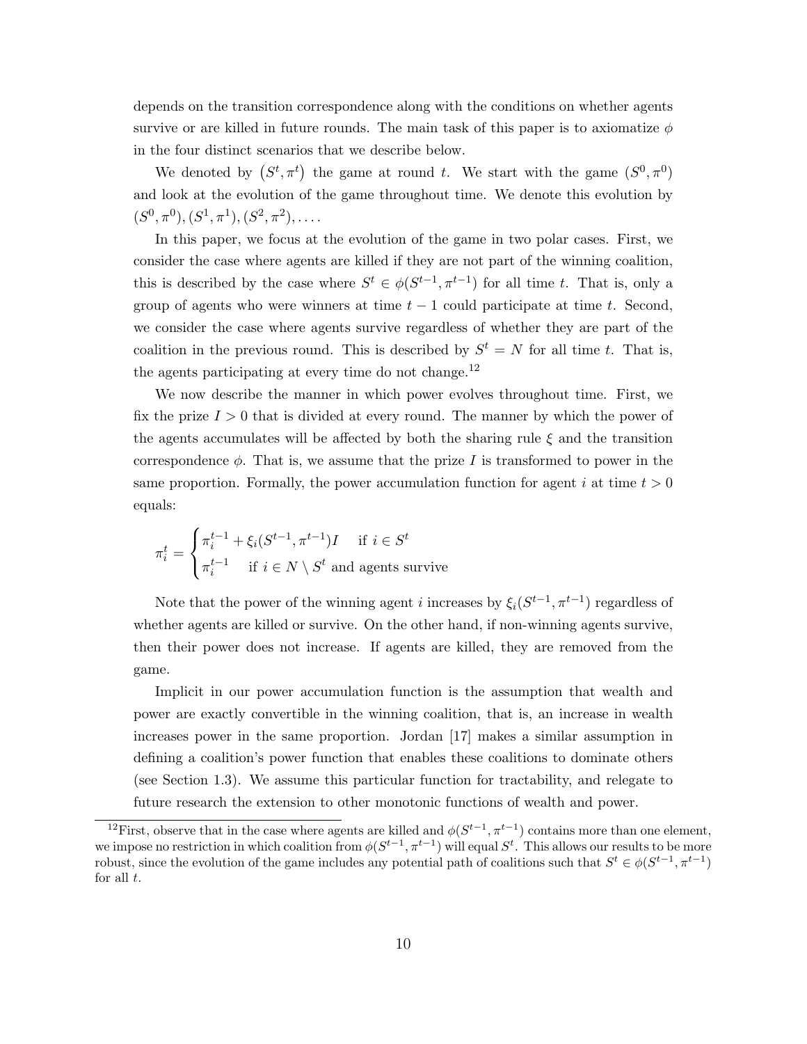depends on the transition correspondence along with the conditions on whether agents survive or are killed in future rounds. The main task of this paper is to axiomatize $\phi$ in the four distinct scenarios that we describe below.

We denoted by $\left(S^t, \pi^t\right)$ the game at round $t$. We start with the game $(S^0, \pi^0)$ and look at the evolution of the game throughout time. We denote this evolution by $(S^0, \pi^0), (S^1, \pi^1), (S^2, \pi^2), \ldots$.

In this paper, we focus at the evolution of the game in two polar cases. First, we consider the case where agents are killed if they are not part of the winning coalition, this is described by the case where $S^t \in \phi(S^{t-1}, \pi^{t-1})$ for all time $t$. That is, only a group of agents who were winners at time $t-1$ could participate at time $t$. Second, we consider the case where agents survive regardless of whether they are part of the coalition in the previous round. This is described by $S^t = N$ for all time $t$. That is, the agents participating at every time do not change.[12]

We now describe the manner in which power evolves throughout time. First, we fix the prize $I > 0$ that is divided at every round. The manner by which the power of the agents accumulates will be affected by both the sharing rule $\xi$ and the transition correspondence $\phi$. That is, we assume that the prize $I$ is transformed to power in the same proportion. Formally, the power accumulation function for agent $i$ at time $t > 0$ equals:

$$\pi_i^t = \begin{cases} \pi_i^{t-1} + \xi_i(S^{t-1}, \pi^{t-1})I & \text{if } i \in S^t \\ \pi_i^{t-1} & \text{if } i \in N \setminus S^t \text{ and agents survive} \end{cases}$$

Note that the power of the winning agent $i$ increases by $\xi_i(S^{t-1}, \pi^{t-1})$ regardless of whether agents are killed or survive. On the other hand, if non-winning agents survive, then their power does not increase. If agents are killed, they are removed from the game.

Implicit in our power accumulation function is the assumption that wealth and power are exactly convertible in the winning coalition, that is, an increase in wealth increases power in the same proportion. Jordan [17] makes a similar assumption in defining a coalition's power function that enables these coalitions to dominate others (see Section 1.3). We assume this particular function for tractability, and relegate to future research the extension to other monotonic functions of wealth and power.

[12] First, observe that in the case where agents are killed and $\phi(S^{t-1}, \pi^{t-1})$ contains more than one element, we impose no restriction in which coalition from $\phi(S^{t-1}, \pi^{t-1})$ will equal $S^t$. This allows our results to be more robust, since the evolution of the game includes any potential path of coalitions such that $S^t \in \phi(S^{t-1}, \pi^{t-1})$ for all $t$.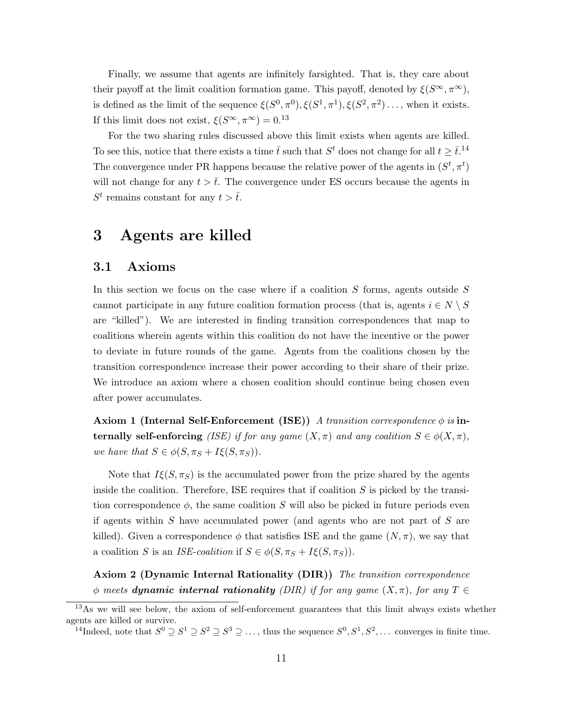Finally, we assume that agents are infinitely farsighted. That is, they care about their payoff at the limit coalition formation game. This payoff, denoted by $\xi(S^\infty, \pi^\infty)$, is defined as the limit of the sequence $\xi(S^0, \pi^0), \xi(S^1, \pi^1), \xi(S^2, \pi^2) \dots$, when it exists. If this limit does not exist, $\xi(S^\infty, \pi^\infty) = 0$.[13]

For the two sharing rules discussed above this limit exists when agents are killed. To see this, notice that there exists a time $\bar{t}$ such that $S^t$ does not change for all $t \geq \bar{t}$.[14] The convergence under PR happens because the relative power of the agents in $(S^t, \pi^t)$ will not change for any $t > \bar{t}$. The convergence under ES occurs because the agents in $S^t$ remains constant for any $t > \bar{t}$.

# 3 Agents are killed

## 3.1 Axioms

In this section we focus on the case where if a coalition $S$ forms, agents outside $S$ cannot participate in any future coalition formation process (that is, agents $i \in N \setminus S$ are "killed"). We are interested in finding transition correspondences that map to coalitions wherein agents within this coalition do not have the incentive or the power to deviate in future rounds of the game. Agents from the coalitions chosen by the transition correspondence increase their power according to their share of their prize. We introduce an axiom where a chosen coalition should continue being chosen even after power accumulates.

**Axiom 1 (Internal Self-Enforcement (ISE))** *A transition correspondence $\phi$ is* **internally self-enforcing** *(ISE) if for any game $(X, \pi)$ and any coalition $S \in \phi(X, \pi)$, we have that $S \in \phi(S, \pi_S + I\xi(S, \pi_S))$.*

Note that $I\xi(S, \pi_S)$ is the accumulated power from the prize shared by the agents inside the coalition. Therefore, ISE requires that if coalition $S$ is picked by the transition correspondence $\phi$, the same coalition $S$ will also be picked in future periods even if agents within $S$ have accumulated power (and agents who are not part of $S$ are killed). Given a correspondence $\phi$ that satisfies ISE and the game $(N, \pi)$, we say that a coalition $S$ is an *ISE-coalition* if $S \in \phi(S, \pi_S + I\xi(S, \pi_S))$.

**Axiom 2 (Dynamic Internal Rationality (DIR))** *The transition correspondence $\phi$ meets* ***dynamic internal rationality*** *(DIR) if for any game $(X, \pi)$, for any $T \in$*

[13] As we will see below, the axiom of self-enforcement guarantees that this limit always exists whether agents are killed or survive.

[14] Indeed, note that $S^0 \supseteq S^1 \supseteq S^2 \supseteq S^3 \supseteq \dots$, thus the sequence $S^0, S^1, S^2, \dots$ converges in finite time.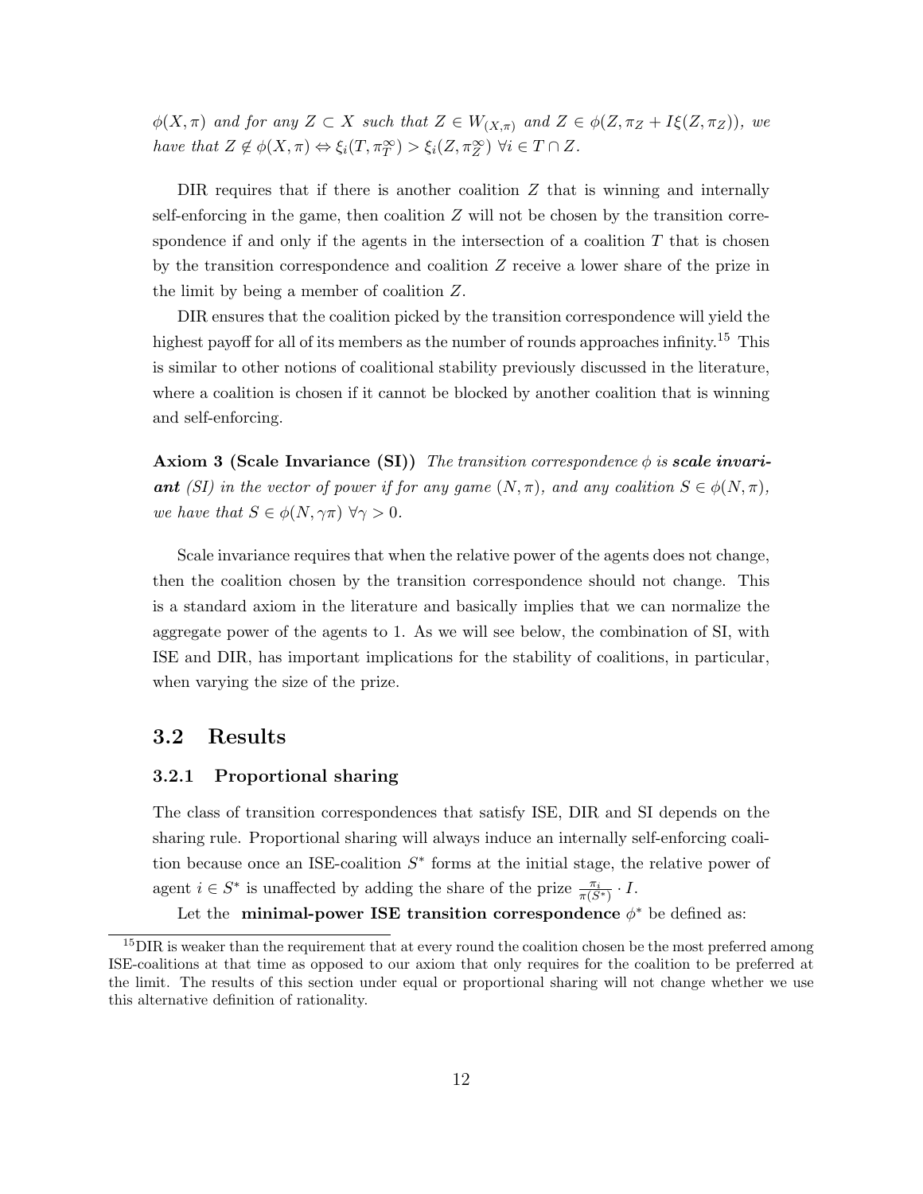*$\phi(X, \pi)$ and for any $Z \subset X$ such that $Z \in W_{(X,\pi)}$ and $Z \in \phi(Z, \pi_Z + I\xi(Z, \pi_Z))$, we have that $Z \notin \phi(X, \pi) \Leftrightarrow \xi_i(T, \pi_T^\infty) > \xi_i(Z, \pi_Z^\infty)\ \forall i \in T \cap Z$.*

DIR requires that if there is another coalition $Z$ that is winning and internally self-enforcing in the game, then coalition $Z$ will not be chosen by the transition correspondence if and only if the agents in the intersection of a coalition $T$ that is chosen by the transition correspondence and coalition $Z$ receive a lower share of the prize in the limit by being a member of coalition $Z$.

DIR ensures that the coalition picked by the transition correspondence will yield the highest payoff for all of its members as the number of rounds approaches infinity.[15] This is similar to other notions of coalitional stability previously discussed in the literature, where a coalition is chosen if it cannot be blocked by another coalition that is winning and self-enforcing.

**Axiom 3 (Scale Invariance (SI))** *The transition correspondence $\phi$ is **scale invariant** (SI) in the vector of power if for any game $(N, \pi)$, and any coalition $S \in \phi(N, \pi)$, we have that $S \in \phi(N, \gamma\pi)\ \forall \gamma > 0$.*

Scale invariance requires that when the relative power of the agents does not change, then the coalition chosen by the transition correspondence should not change. This is a standard axiom in the literature and basically implies that we can normalize the aggregate power of the agents to 1. As we will see below, the combination of SI, with ISE and DIR, has important implications for the stability of coalitions, in particular, when varying the size of the prize.

## 3.2 Results

### 3.2.1 Proportional sharing

The class of transition correspondences that satisfy ISE, DIR and SI depends on the sharing rule. Proportional sharing will always induce an internally self-enforcing coalition because once an ISE-coalition $S^*$ forms at the initial stage, the relative power of agent $i \in S^*$ is unaffected by adding the share of the prize $\frac{\pi_i}{\pi(S^*)} \cdot I$.

Let the **minimal-power ISE transition correspondence** $\phi^*$ be defined as:

[15] DIR is weaker than the requirement that at every round the coalition chosen be the most preferred among ISE-coalitions at that time as opposed to our axiom that only requires for the coalition to be preferred at the limit. The results of this section under equal or proportional sharing will not change whether we use this alternative definition of rationality.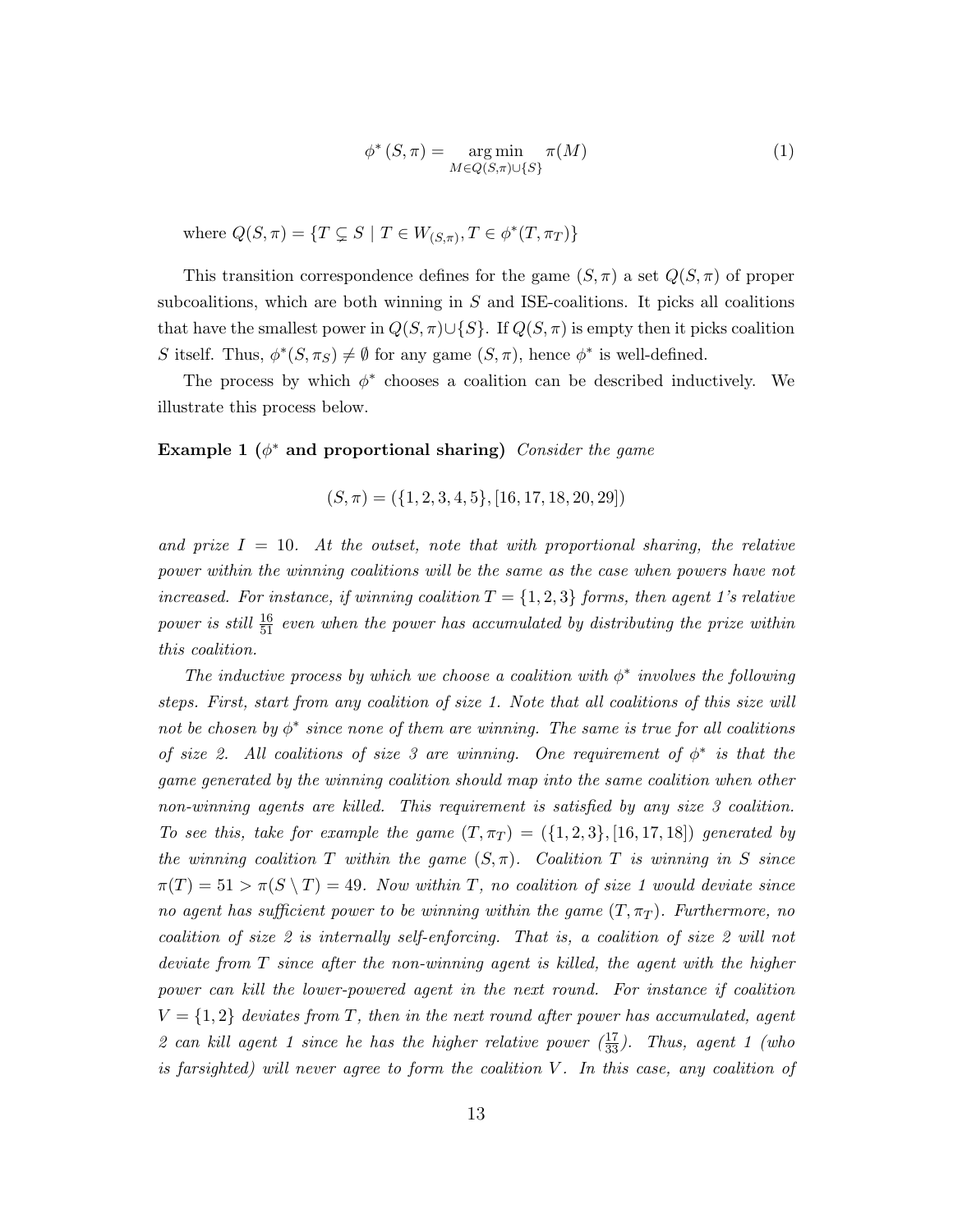$$\phi^*(S, \pi) = \underset{M \in Q(S,\pi) \cup \{S\}}{\arg\min} \; \pi(M) \tag{1}$$

where $Q(S, \pi) = \{T \subsetneq S \mid T \in W_{(S,\pi)}, T \in \phi^*(T, \pi_T)\}$

This transition correspondence defines for the game $(S, \pi)$ a set $Q(S, \pi)$ of proper subcoalitions, which are both winning in $S$ and ISE-coalitions. It picks all coalitions that have the smallest power in $Q(S, \pi) \cup \{S\}$. If $Q(S, \pi)$ is empty then it picks coalition $S$ itself. Thus, $\phi^*(S, \pi_S) \neq \emptyset$ for any game $(S, \pi)$, hence $\phi^*$ is well-defined.

The process by which $\phi^*$ chooses a coalition can be described inductively. We illustrate this process below.

**Example 1 ($\phi^*$ and proportional sharing)** *Consider the game*

$$(S, \pi) = (\{1, 2, 3, 4, 5\}, [16, 17, 18, 20, 29])$$

*and prize $I = 10$. At the outset, note that with proportional sharing, the relative power within the winning coalitions will be the same as the case when powers have not increased. For instance, if winning coalition $T = \{1, 2, 3\}$ forms, then agent 1's relative power is still $\frac{16}{51}$ even when the power has accumulated by distributing the prize within this coalition.*

*The inductive process by which we choose a coalition with $\phi^*$ involves the following steps. First, start from any coalition of size 1. Note that all coalitions of this size will not be chosen by $\phi^*$ since none of them are winning. The same is true for all coalitions of size 2. All coalitions of size 3 are winning. One requirement of $\phi^*$ is that the game generated by the winning coalition should map into the same coalition when other non-winning agents are killed. This requirement is satisfied by any size 3 coalition. To see this, take for example the game $(T, \pi_T) = (\{1, 2, 3\}, [16, 17, 18])$ generated by the winning coalition $T$ within the game $(S, \pi)$. Coalition $T$ is winning in $S$ since $\pi(T) = 51 > \pi(S \setminus T) = 49$. Now within $T$, no coalition of size 1 would deviate since no agent has sufficient power to be winning within the game $(T, \pi_T)$. Furthermore, no coalition of size 2 is internally self-enforcing. That is, a coalition of size 2 will not deviate from $T$ since after the non-winning agent is killed, the agent with the higher power can kill the lower-powered agent in the next round. For instance if coalition $V = \{1, 2\}$ deviates from $T$, then in the next round after power has accumulated, agent 2 can kill agent 1 since he has the higher relative power ($\frac{17}{33}$). Thus, agent 1 (who is farsighted) will never agree to form the coalition $V$. In this case, any coalition of*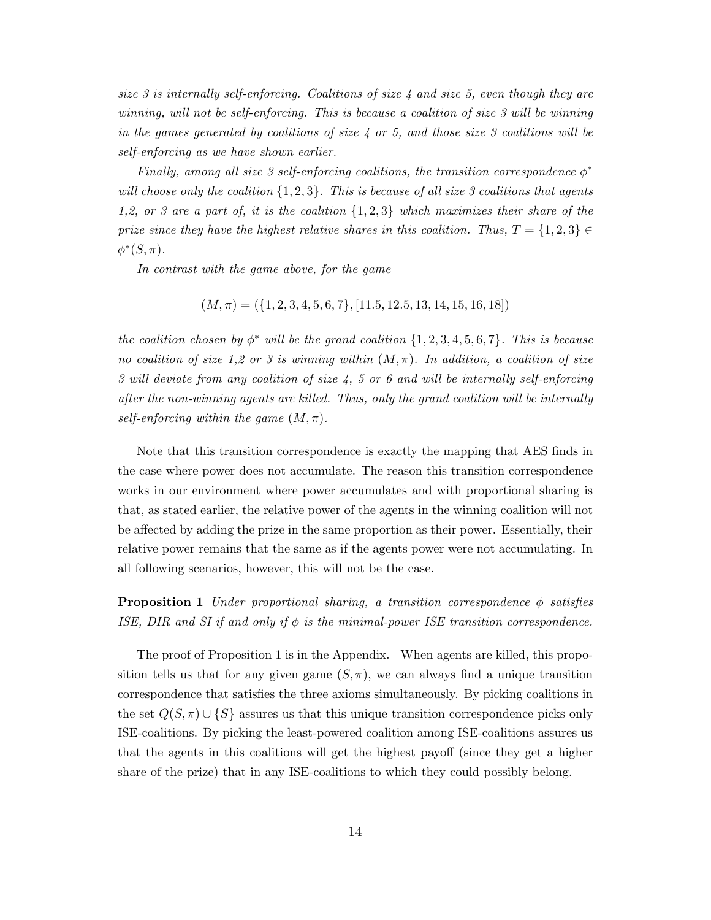*size 3 is internally self-enforcing. Coalitions of size 4 and size 5, even though they are winning, will not be self-enforcing. This is because a coalition of size 3 will be winning in the games generated by coalitions of size 4 or 5, and those size 3 coalitions will be self-enforcing as we have shown earlier.*

*Finally, among all size 3 self-enforcing coalitions, the transition correspondence $\phi^*$ will choose only the coalition $\{1, 2, 3\}$. This is because of all size 3 coalitions that agents 1,2, or 3 are a part of, it is the coalition $\{1, 2, 3\}$ which maximizes their share of the prize since they have the highest relative shares in this coalition. Thus, $T = \{1, 2, 3\} \in \phi^*(S, \pi)$.*

*In contrast with the game above, for the game*

$$(M, \pi) = (\{1, 2, 3, 4, 5, 6, 7\}, [11.5, 12.5, 13, 14, 15, 16, 18])$$

*the coalition chosen by $\phi^*$ will be the grand coalition $\{1, 2, 3, 4, 5, 6, 7\}$. This is because no coalition of size 1,2 or 3 is winning within $(M, \pi)$. In addition, a coalition of size 3 will deviate from any coalition of size 4, 5 or 6 and will be internally self-enforcing after the non-winning agents are killed. Thus, only the grand coalition will be internally self-enforcing within the game $(M, \pi)$.*

Note that this transition correspondence is exactly the mapping that AES finds in the case where power does not accumulate. The reason this transition correspondence works in our environment where power accumulates and with proportional sharing is that, as stated earlier, the relative power of the agents in the winning coalition will not be affected by adding the prize in the same proportion as their power. Essentially, their relative power remains that the same as if the agents power were not accumulating. In all following scenarios, however, this will not be the case.

**Proposition 1** *Under proportional sharing, a transition correspondence $\phi$ satisfies ISE, DIR and SI if and only if $\phi$ is the minimal-power ISE transition correspondence.*

The proof of Proposition 1 is in the Appendix. When agents are killed, this proposition tells us that for any given game $(S, \pi)$, we can always find a unique transition correspondence that satisfies the three axioms simultaneously. By picking coalitions in the set $Q(S, \pi) \cup \{S\}$ assures us that this unique transition correspondence picks only ISE-coalitions. By picking the least-powered coalition among ISE-coalitions assures us that the agents in this coalitions will get the highest payoff (since they get a higher share of the prize) that in any ISE-coalitions to which they could possibly belong.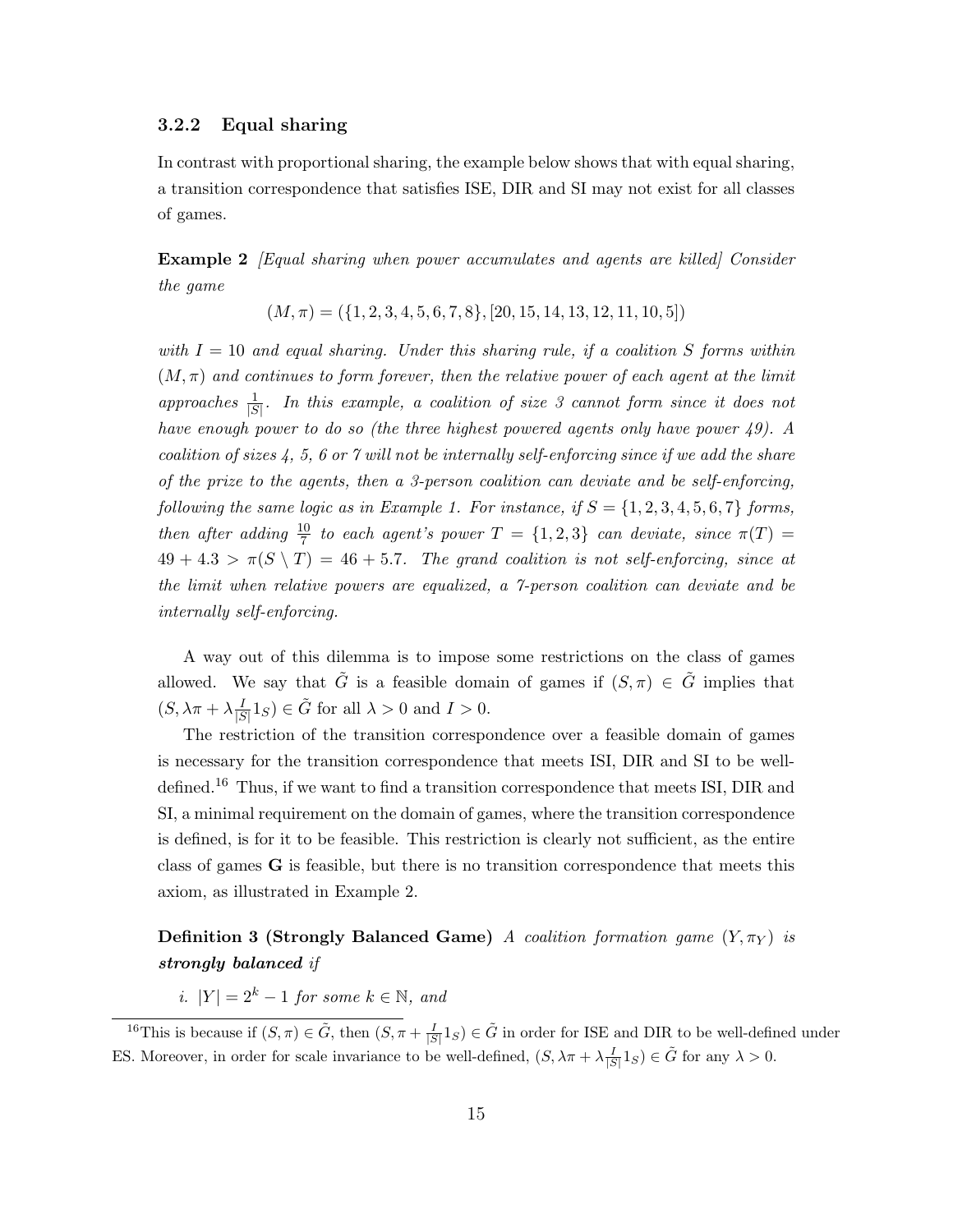### 3.2.2 Equal sharing

In contrast with proportional sharing, the example below shows that with equal sharing, a transition correspondence that satisfies ISE, DIR and SI may not exist for all classes of games.

**Example 2** *[Equal sharing when power accumulates and agents are killed] Consider the game*

$$(M, \pi) = (\{1, 2, 3, 4, 5, 6, 7, 8\}, [20, 15, 14, 13, 12, 11, 10, 5])$$

*with $I = 10$ and equal sharing. Under this sharing rule, if a coalition $S$ forms within $(M, \pi)$ and continues to form forever, then the relative power of each agent at the limit approaches $\frac{1}{|S|}$. In this example, a coalition of size 3 cannot form since it does not have enough power to do so (the three highest powered agents only have power 49). A coalition of sizes 4, 5, 6 or 7 will not be internally self-enforcing since if we add the share of the prize to the agents, then a 3-person coalition can deviate and be self-enforcing, following the same logic as in Example 1. For instance, if $S = \{1, 2, 3, 4, 5, 6, 7\}$ forms, then after adding $\frac{10}{7}$ to each agent's power $T = \{1, 2, 3\}$ can deviate, since $\pi(T) = 49 + 4.3 > \pi(S \setminus T) = 46 + 5.7$. The grand coalition is not self-enforcing, since at the limit when relative powers are equalized, a 7-person coalition can deviate and be internally self-enforcing.*

A way out of this dilemma is to impose some restrictions on the class of games allowed. We say that $\tilde{G}$ is a feasible domain of games if $(S, \pi) \in \tilde{G}$ implies that $(S, \lambda\pi + \lambda\frac{I}{|S|}1_S) \in \tilde{G}$ for all $\lambda > 0$ and $I > 0$.

The restriction of the transition correspondence over a feasible domain of games is necessary for the transition correspondence that meets ISI, DIR and SI to be well-defined.[16] Thus, if we want to find a transition correspondence that meets ISI, DIR and SI, a minimal requirement on the domain of games, where the transition correspondence is defined, is for it to be feasible. This restriction is clearly not sufficient, as the entire class of games $\mathbf{G}$ is feasible, but there is no transition correspondence that meets this axiom, as illustrated in Example 2.

**Definition 3 (Strongly Balanced Game)** *A coalition formation game $(Y, \pi_Y)$ is* ***strongly balanced*** *if*

*i. $|Y| = 2^k - 1$ for some $k \in \mathbb{N}$, and*

---

[16] This is because if $(S, \pi) \in \tilde{G}$, then $(S, \pi + \frac{I}{|S|}1_S) \in \tilde{G}$ in order for ISE and DIR to be well-defined under ES. Moreover, in order for scale invariance to be well-defined, $(S, \lambda\pi + \lambda\frac{I}{|S|}1_S) \in \tilde{G}$ for any $\lambda > 0$.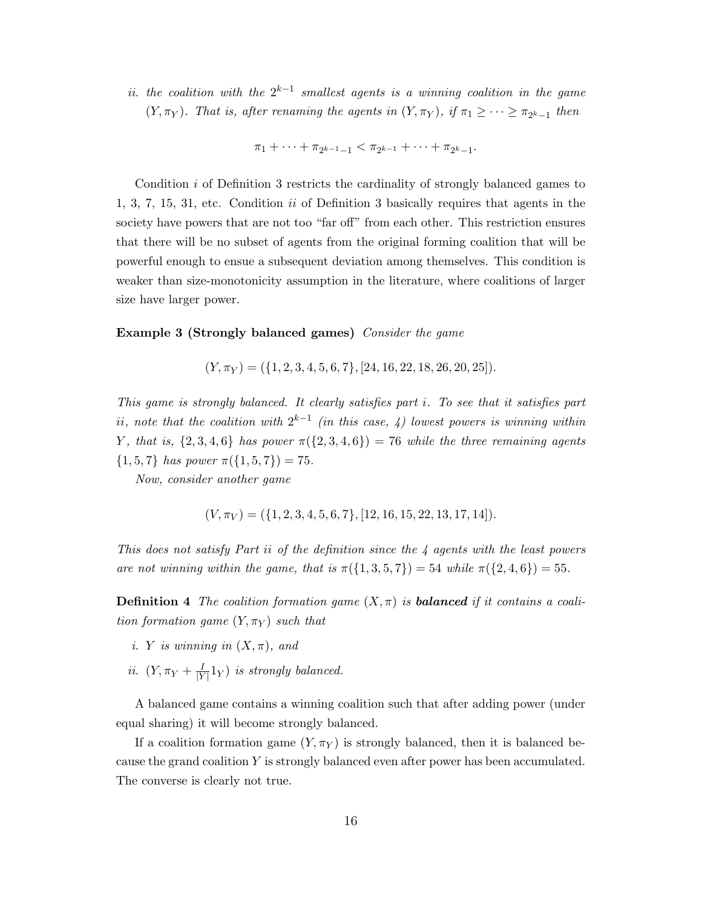*ii. the coalition with the $2^{k-1}$ smallest agents is a winning coalition in the game $(Y, \pi_Y)$. That is, after renaming the agents in $(Y, \pi_Y)$, if $\pi_1 \geq \cdots \geq \pi_{2^k-1}$ then*

$$\pi_1 + \cdots + \pi_{2^{k-1}-1} < \pi_{2^{k-1}} + \cdots + \pi_{2^k-1}.$$

Condition *i* of Definition 3 restricts the cardinality of strongly balanced games to 1, 3, 7, 15, 31, etc. Condition *ii* of Definition 3 basically requires that agents in the society have powers that are not too "far off" from each other. This restriction ensures that there will be no subset of agents from the original forming coalition that will be powerful enough to ensue a subsequent deviation among themselves. This condition is weaker than size-monotonicity assumption in the literature, where coalitions of larger size have larger power.

**Example 3 (Strongly balanced games)** *Consider the game*

$$(Y, \pi_Y) = (\{1, 2, 3, 4, 5, 6, 7\}, [24, 16, 22, 18, 26, 20, 25]).$$

*This game is strongly balanced. It clearly satisfies part i. To see that it satisfies part ii, note that the coalition with $2^{k-1}$ (in this case, 4) lowest powers is winning within $Y$, that is, $\{2, 3, 4, 6\}$ has power $\pi(\{2, 3, 4, 6\}) = 76$ while the three remaining agents $\{1, 5, 7\}$ has power $\pi(\{1, 5, 7\}) = 75$.*

*Now, consider another game*

$$(V, \pi_V) = (\{1, 2, 3, 4, 5, 6, 7\}, [12, 16, 15, 22, 13, 17, 14]).$$

*This does not satisfy Part ii of the definition since the 4 agents with the least powers are not winning within the game, that is $\pi(\{1, 3, 5, 7\}) = 54$ while $\pi(\{2, 4, 6\}) = 55$.*

**Definition 4** *The coalition formation game $(X, \pi)$ is* ***balanced*** *if it contains a coalition formation game $(Y, \pi_Y)$ such that*

*i. $Y$ is winning in $(X, \pi)$, and*

*ii. $(Y, \pi_Y + \frac{I}{|Y|} 1_Y)$ is strongly balanced.*

A balanced game contains a winning coalition such that after adding power (under equal sharing) it will become strongly balanced.

If a coalition formation game $(Y, \pi_Y)$ is strongly balanced, then it is balanced because the grand coalition $Y$ is strongly balanced even after power has been accumulated. The converse is clearly not true.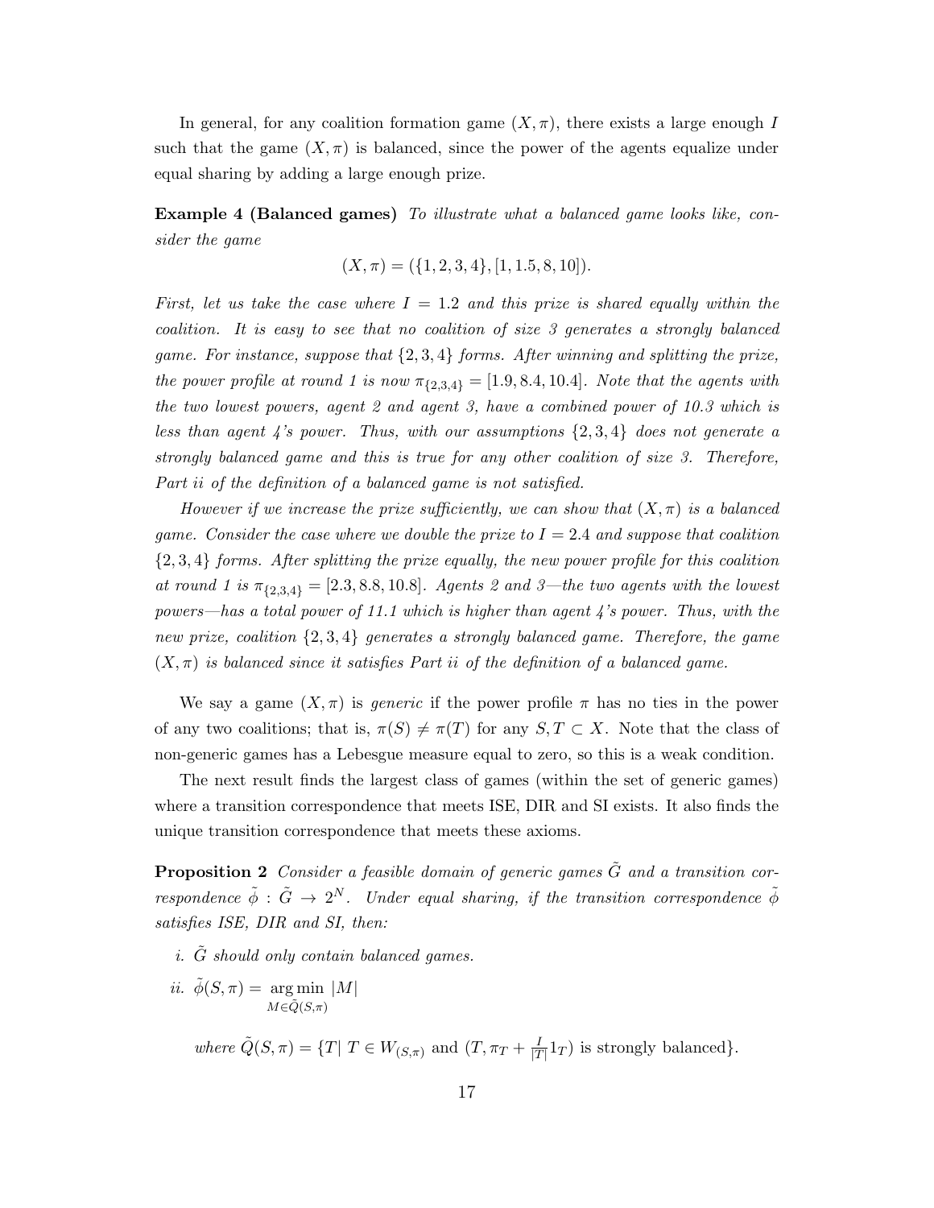In general, for any coalition formation game $(X, \pi)$, there exists a large enough $I$ such that the game $(X, \pi)$ is balanced, since the power of the agents equalize under equal sharing by adding a large enough prize.

**Example 4 (Balanced games)** *To illustrate what a balanced game looks like, consider the game*

$$(X, \pi) = (\{1, 2, 3, 4\}, [1, 1.5, 8, 10]).$$

*First, let us take the case where $I = 1.2$ and this prize is shared equally within the coalition. It is easy to see that no coalition of size 3 generates a strongly balanced game. For instance, suppose that $\{2, 3, 4\}$ forms. After winning and splitting the prize, the power profile at round 1 is now $\pi_{\{2,3,4\}} = [1.9, 8.4, 10.4]$. Note that the agents with the two lowest powers, agent 2 and agent 3, have a combined power of 10.3 which is less than agent 4's power. Thus, with our assumptions $\{2, 3, 4\}$ does not generate a strongly balanced game and this is true for any other coalition of size 3. Therefore, Part ii of the definition of a balanced game is not satisfied.*

*However if we increase the prize sufficiently, we can show that $(X, \pi)$ is a balanced game. Consider the case where we double the prize to $I = 2.4$ and suppose that coalition $\{2, 3, 4\}$ forms. After splitting the prize equally, the new power profile for this coalition at round 1 is $\pi_{\{2,3,4\}} = [2.3, 8.8, 10.8]$. Agents 2 and 3—the two agents with the lowest powers—has a total power of 11.1 which is higher than agent 4's power. Thus, with the new prize, coalition $\{2, 3, 4\}$ generates a strongly balanced game. Therefore, the game $(X, \pi)$ is balanced since it satisfies Part ii of the definition of a balanced game.*

We say a game $(X, \pi)$ is *generic* if the power profile $\pi$ has no ties in the power of any two coalitions; that is, $\pi(S) \neq \pi(T)$ for any $S, T \subset X$. Note that the class of non-generic games has a Lebesgue measure equal to zero, so this is a weak condition.

The next result finds the largest class of games (within the set of generic games) where a transition correspondence that meets ISE, DIR and SI exists. It also finds the unique transition correspondence that meets these axioms.

**Proposition 2** *Consider a feasible domain of generic games $\tilde{G}$ and a transition correspondence $\tilde{\phi} : \tilde{G} \to 2^N$. Under equal sharing, if the transition correspondence $\tilde{\phi}$ satisfies ISE, DIR and SI, then:*

*i. $\tilde{G}$ should only contain balanced games.*

*ii.* $\tilde{\phi}(S, \pi) = \underset{M \in \tilde{Q}(S,\pi)}{\arg\min} |M|$

*where* $\tilde{Q}(S, \pi) = \{T | \ T \in W_{(S,\pi)} \text{ and } (T, \pi_T + \frac{I}{|T|} 1_T) \text{ is strongly balanced}\}$.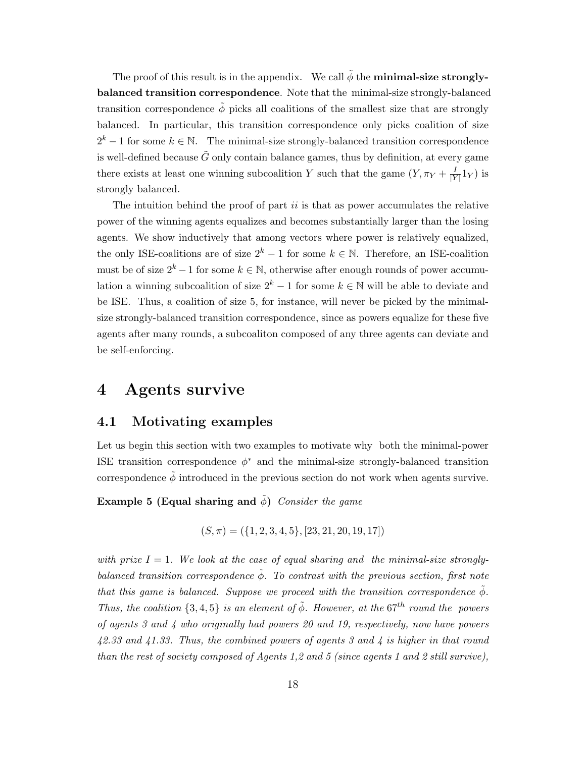The proof of this result is in the appendix. We call $\tilde{\phi}$ the **minimal-size strongly-balanced transition correspondence**. Note that the minimal-size strongly-balanced transition correspondence $\tilde{\phi}$ picks all coalitions of the smallest size that are strongly balanced. In particular, this transition correspondence only picks coalition of size $2^k - 1$ for some $k \in \mathbb{N}$. The minimal-size strongly-balanced transition correspondence is well-defined because $\tilde{G}$ only contain balance games, thus by definition, at every game there exists at least one winning subcoalition $Y$ such that the game $(Y, \pi_Y + \frac{I}{|Y|}1_Y)$ is strongly balanced.

The intuition behind the proof of part *ii* is that as power accumulates the relative power of the winning agents equalizes and becomes substantially larger than the losing agents. We show inductively that among vectors where power is relatively equalized, the only ISE-coalitions are of size $2^k - 1$ for some $k \in \mathbb{N}$. Therefore, an ISE-coalition must be of size $2^k - 1$ for some $k \in \mathbb{N}$, otherwise after enough rounds of power accumulation a winning subcoalition of size $2^k - 1$ for some $k \in \mathbb{N}$ will be able to deviate and be ISE. Thus, a coalition of size 5, for instance, will never be picked by the minimal-size strongly-balanced transition correspondence, since as powers equalize for these five agents after many rounds, a subcoaliton composed of any three agents can deviate and be self-enforcing.

# 4 Agents survive

## 4.1 Motivating examples

Let us begin this section with two examples to motivate why both the minimal-power ISE transition correspondence $\phi^*$ and the minimal-size strongly-balanced transition correspondence $\tilde{\phi}$ introduced in the previous section do not work when agents survive.

**Example 5 (Equal sharing and $\tilde{\phi}$)** *Consider the game*

$$(S, \pi) = (\{1, 2, 3, 4, 5\}, [23, 21, 20, 19, 17])$$

*with prize $I = 1$. We look at the case of equal sharing and the minimal-size strongly-balanced transition correspondence $\tilde{\phi}$. To contrast with the previous section, first note that this game is balanced. Suppose we proceed with the transition correspondence $\tilde{\phi}$. Thus, the coalition $\{3, 4, 5\}$ is an element of $\tilde{\phi}$. However, at the $67^{th}$ round the powers of agents 3 and 4 who originally had powers 20 and 19, respectively, now have powers 42.33 and 41.33. Thus, the combined powers of agents 3 and 4 is higher in that round than the rest of society composed of Agents 1,2 and 5 (since agents 1 and 2 still survive),*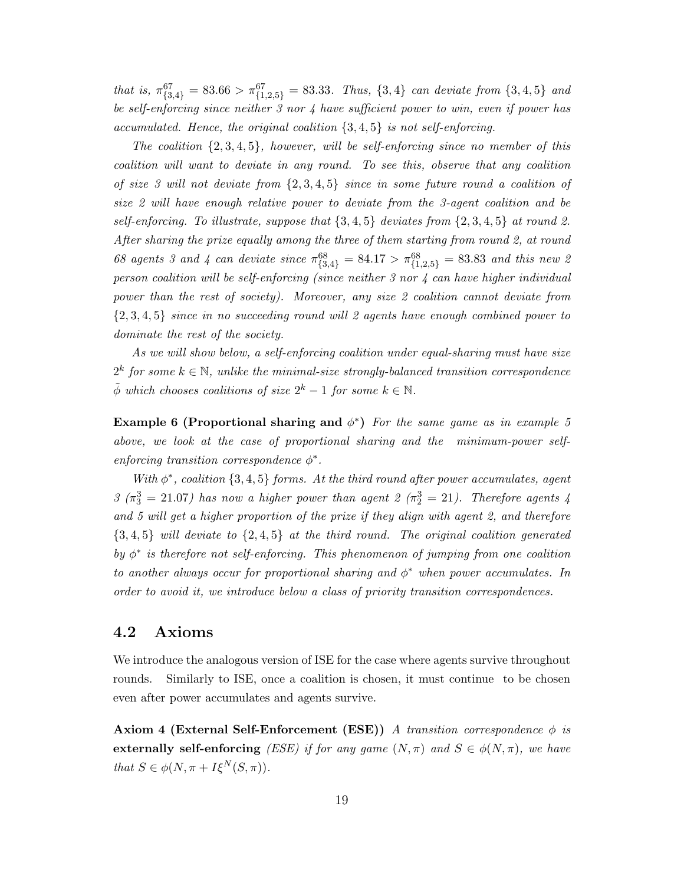*that is, $\pi^{67}_{\{3,4\}} = 83.66 > \pi^{67}_{\{1,2,5\}} = 83.33$. Thus, $\{3,4\}$ can deviate from $\{3,4,5\}$ and be self-enforcing since neither 3 nor 4 have sufficient power to win, even if power has accumulated. Hence, the original coalition $\{3,4,5\}$ is not self-enforcing.*

*The coalition $\{2,3,4,5\}$, however, will be self-enforcing since no member of this coalition will want to deviate in any round. To see this, observe that any coalition of size 3 will not deviate from $\{2,3,4,5\}$ since in some future round a coalition of size 2 will have enough relative power to deviate from the 3-agent coalition and be self-enforcing. To illustrate, suppose that $\{3,4,5\}$ deviates from $\{2,3,4,5\}$ at round 2. After sharing the prize equally among the three of them starting from round 2, at round 68 agents 3 and 4 can deviate since $\pi^{68}_{\{3,4\}} = 84.17 > \pi^{68}_{\{1,2,5\}} = 83.83$ and this new 2 person coalition will be self-enforcing (since neither 3 nor 4 can have higher individual power than the rest of society). Moreover, any size 2 coalition cannot deviate from $\{2,3,4,5\}$ since in no succeeding round will 2 agents have enough combined power to dominate the rest of the society.*

*As we will show below, a self-enforcing coalition under equal-sharing must have size $2^k$ for some $k \in \mathbb{N}$, unlike the minimal-size strongly-balanced transition correspondence $\tilde{\phi}$ which chooses coalitions of size $2^k - 1$ for some $k \in \mathbb{N}$.*

**Example 6 (Proportional sharing and $\phi^*$)** *For the same game as in example 5 above, we look at the case of proportional sharing and the minimum-power self-enforcing transition correspondence $\phi^*$.*

*With $\phi^*$, coalition $\{3,4,5\}$ forms. At the third round after power accumulates, agent 3 ($\pi^3_3 = 21.07$) has now a higher power than agent 2 ($\pi^3_2 = 21$). Therefore agents 4 and 5 will get a higher proportion of the prize if they align with agent 2, and therefore $\{3,4,5\}$ will deviate to $\{2,4,5\}$ at the third round. The original coalition generated by $\phi^*$ is therefore not self-enforcing. This phenomenon of jumping from one coalition to another always occur for proportional sharing and $\phi^*$ when power accumulates. In order to avoid it, we introduce below a class of priority transition correspondences.*

## 4.2 Axioms

We introduce the analogous version of ISE for the case where agents survive throughout rounds. Similarly to ISE, once a coalition is chosen, it must continue to be chosen even after power accumulates and agents survive.

**Axiom 4 (External Self-Enforcement (ESE))** *A transition correspondence $\phi$ is* **externally self-enforcing** *(ESE) if for any game $(N, \pi)$ and $S \in \phi(N, \pi)$, we have that $S \in \phi(N, \pi + I\xi^N(S, \pi))$.*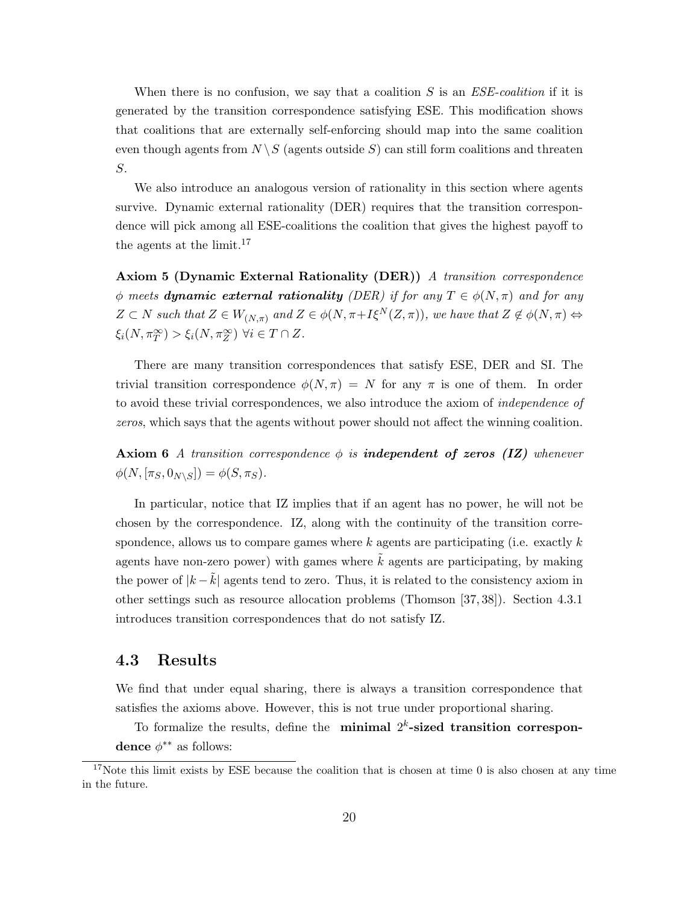When there is no confusion, we say that a coalition $S$ is an *ESE-coalition* if it is generated by the transition correspondence satisfying ESE. This modification shows that coalitions that are externally self-enforcing should map into the same coalition even though agents from $N \setminus S$ (agents outside $S$) can still form coalitions and threaten $S$.

We also introduce an analogous version of rationality in this section where agents survive. Dynamic external rationality (DER) requires that the transition correspondence will pick among all ESE-coalitions the coalition that gives the highest payoff to the agents at the limit.[17]

**Axiom 5 (Dynamic External Rationality (DER))** *A transition correspondence $\phi$ meets **dynamic external rationality** (DER) if for any $T \in \phi(N, \pi)$ and for any $Z \subset N$ such that $Z \in W_{(N,\pi)}$ and $Z \in \phi(N, \pi + I\xi^N(Z, \pi))$, we have that $Z \notin \phi(N, \pi) \Leftrightarrow \xi_i(N, \pi_T^\infty) > \xi_i(N, \pi_Z^\infty)$ $\forall i \in T \cap Z$.*

There are many transition correspondences that satisfy ESE, DER and SI. The trivial transition correspondence $\phi(N, \pi) = N$ for any $\pi$ is one of them. In order to avoid these trivial correspondences, we also introduce the axiom of *independence of zeros*, which says that the agents without power should not affect the winning coalition.

**Axiom 6** *A transition correspondence $\phi$ is **independent of zeros (IZ)** whenever $\phi(N, [\pi_S, 0_{N\setminus S}]) = \phi(S, \pi_S)$.*

In particular, notice that IZ implies that if an agent has no power, he will not be chosen by the correspondence. IZ, along with the continuity of the transition correspondence, allows us to compare games where $k$ agents are participating (i.e. exactly $k$ agents have non-zero power) with games where $\tilde{k}$ agents are participating, by making the power of $|k - \tilde{k}|$ agents tend to zero. Thus, it is related to the consistency axiom in other settings such as resource allocation problems (Thomson [37, 38]). Section 4.3.1 introduces transition correspondences that do not satisfy IZ.

## 4.3 Results

We find that under equal sharing, there is always a transition correspondence that satisfies the axioms above. However, this is not true under proportional sharing.

To formalize the results, define the **minimal $2^k$-sized transition correspondence** $\phi^{**}$ as follows:

[17] Note this limit exists by ESE because the coalition that is chosen at time 0 is also chosen at any time in the future.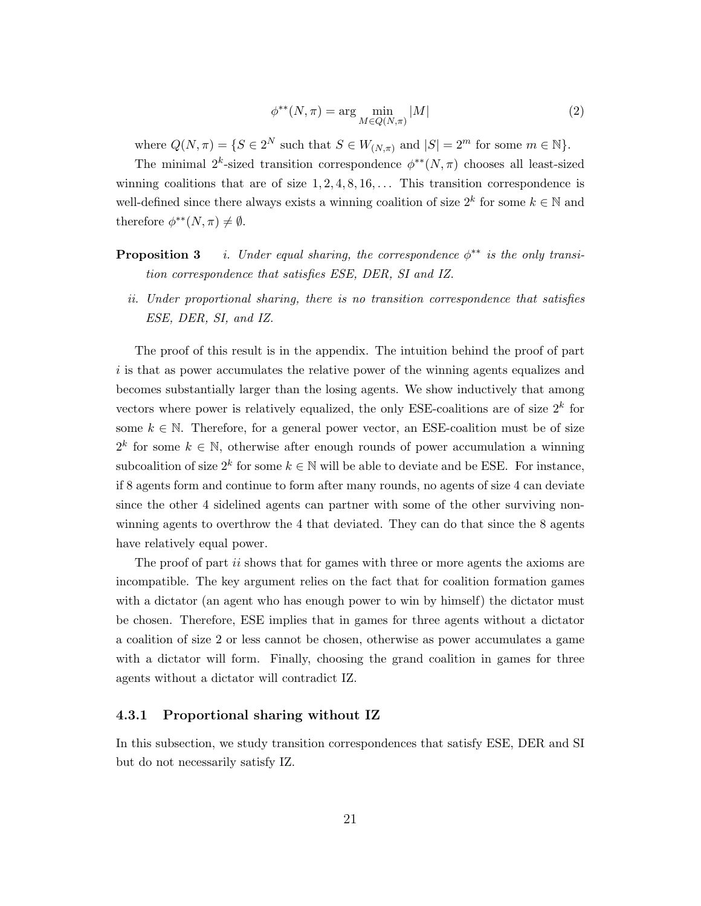$$\phi^{**}(N, \pi) = \arg \min_{M \in Q(N,\pi)} |M| \tag{2}$$

where $Q(N, \pi) = \{S \in 2^N \text{ such that } S \in W_{(N,\pi)} \text{ and } |S| = 2^m \text{ for some } m \in \mathbb{N}\}$.

The minimal $2^k$-sized transition correspondence $\phi^{**}(N, \pi)$ chooses all least-sized winning coalitions that are of size $1, 2, 4, 8, 16, \ldots$ This transition correspondence is well-defined since there always exists a winning coalition of size $2^k$ for some $k \in \mathbb{N}$ and therefore $\phi^{**}(N, \pi) \neq \emptyset$.

**Proposition 3** *i. Under equal sharing, the correspondence $\phi^{**}$ is the only transition correspondence that satisfies ESE, DER, SI and IZ.*

*ii. Under proportional sharing, there is no transition correspondence that satisfies ESE, DER, SI, and IZ.*

The proof of this result is in the appendix. The intuition behind the proof of part $i$ is that as power accumulates the relative power of the winning agents equalizes and becomes substantially larger than the losing agents. We show inductively that among vectors where power is relatively equalized, the only ESE-coalitions are of size $2^k$ for some $k \in \mathbb{N}$. Therefore, for a general power vector, an ESE-coalition must be of size $2^k$ for some $k \in \mathbb{N}$, otherwise after enough rounds of power accumulation a winning subcoalition of size $2^k$ for some $k \in \mathbb{N}$ will be able to deviate and be ESE. For instance, if 8 agents form and continue to form after many rounds, no agents of size 4 can deviate since the other 4 sidelined agents can partner with some of the other surviving non-winning agents to overthrow the 4 that deviated. They can do that since the 8 agents have relatively equal power.

The proof of part $ii$ shows that for games with three or more agents the axioms are incompatible. The key argument relies on the fact that for coalition formation games with a dictator (an agent who has enough power to win by himself) the dictator must be chosen. Therefore, ESE implies that in games for three agents without a dictator a coalition of size 2 or less cannot be chosen, otherwise as power accumulates a game with a dictator will form. Finally, choosing the grand coalition in games for three agents without a dictator will contradict IZ.

### 4.3.1 Proportional sharing without IZ

In this subsection, we study transition correspondences that satisfy ESE, DER and SI but do not necessarily satisfy IZ.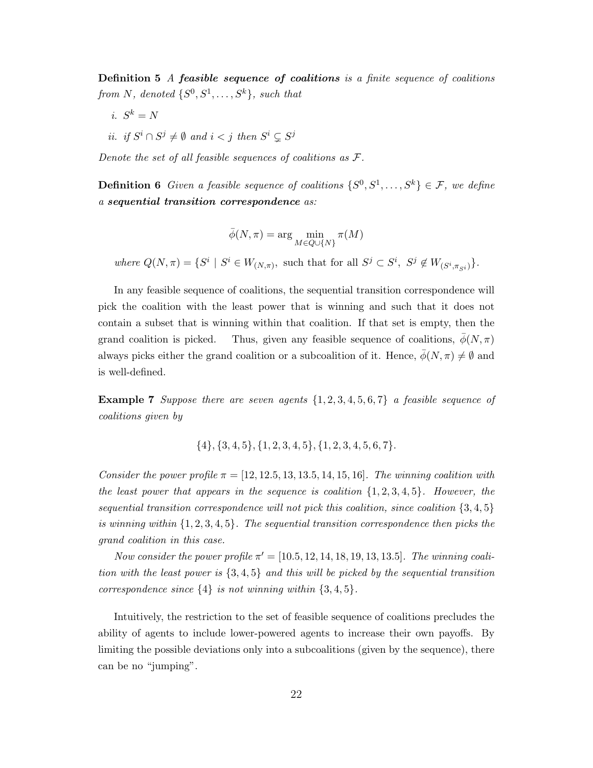**Definition 5** *A **feasible sequence of coalitions** is a finite sequence of coalitions from $N$, denoted $\{S^0, S^1, \ldots, S^k\}$, such that*

*i.* $S^k = N$

*ii. if* $S^i \cap S^j \neq \emptyset$ *and* $i < j$ *then* $S^i \subsetneq S^j$

*Denote the set of all feasible sequences of coalitions as $\mathcal{F}$.*

**Definition 6** *Given a feasible sequence of coalitions $\{S^0, S^1, \ldots, S^k\} \in \mathcal{F}$, we define a **sequential transition correspondence** as:*

$$\bar{\phi}(N, \pi) = \arg\min_{M \in Q \cup \{N\}} \pi(M)$$

*where* $Q(N, \pi) = \{S^i \mid S^i \in W_{(N,\pi)}, \text{ such that for all } S^j \subset S^i, \ S^j \notin W_{(S^i, \pi_{S^i})}\}$.

In any feasible sequence of coalitions, the sequential transition correspondence will pick the coalition with the least power that is winning and such that it does not contain a subset that is winning within that coalition. If that set is empty, then the grand coalition is picked. Thus, given any feasible sequence of coalitions, $\bar{\phi}(N, \pi)$ always picks either the grand coalition or a subcoalition of it. Hence, $\bar{\phi}(N, \pi) \neq \emptyset$ and is well-defined.

**Example 7** *Suppose there are seven agents $\{1, 2, 3, 4, 5, 6, 7\}$ a feasible sequence of coalitions given by*

$$\{4\}, \{3, 4, 5\}, \{1, 2, 3, 4, 5\}, \{1, 2, 3, 4, 5, 6, 7\}.$$

*Consider the power profile $\pi = [12, 12.5, 13, 13.5, 14, 15, 16]$. The winning coalition with the least power that appears in the sequence is coalition $\{1, 2, 3, 4, 5\}$. However, the sequential transition correspondence will not pick this coalition, since coalition $\{3, 4, 5\}$ is winning within $\{1, 2, 3, 4, 5\}$. The sequential transition correspondence then picks the grand coalition in this case.*

*Now consider the power profile $\pi' = [10.5, 12, 14, 18, 19, 13, 13.5]$. The winning coalition with the least power is $\{3, 4, 5\}$ and this will be picked by the sequential transition correspondence since $\{4\}$ is not winning within $\{3, 4, 5\}$.*

Intuitively, the restriction to the set of feasible sequence of coalitions precludes the ability of agents to include lower-powered agents to increase their own payoffs. By limiting the possible deviations only into a subcoalitions (given by the sequence), there can be no "jumping".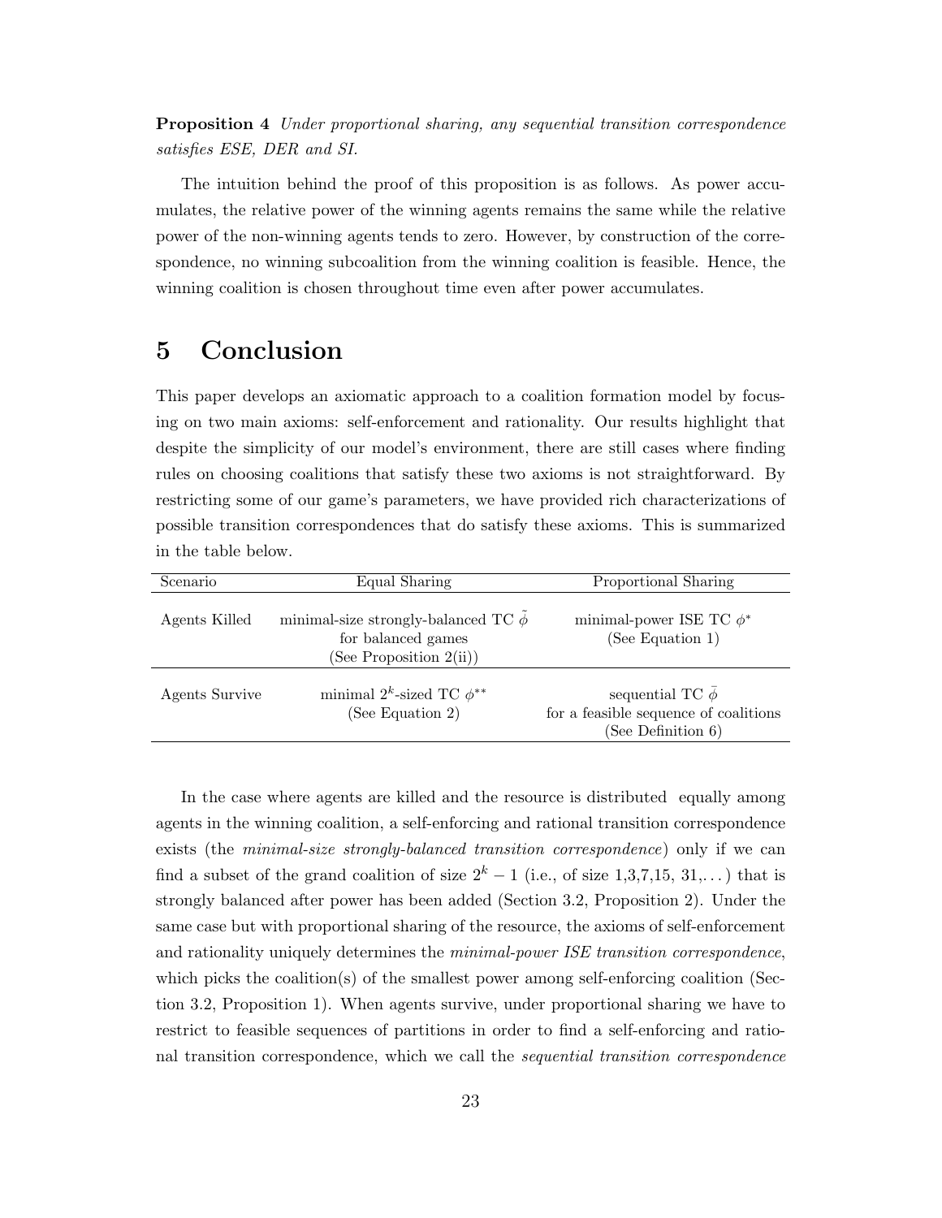**Proposition 4** *Under proportional sharing, any sequential transition correspondence satisfies ESE, DER and SI.*

The intuition behind the proof of this proposition is as follows. As power accumulates, the relative power of the winning agents remains the same while the relative power of the non-winning agents tends to zero. However, by construction of the correspondence, no winning subcoalition from the winning coalition is feasible. Hence, the winning coalition is chosen throughout time even after power accumulates.

# 5 Conclusion

This paper develops an axiomatic approach to a coalition formation model by focusing on two main axioms: self-enforcement and rationality. Our results highlight that despite the simplicity of our model's environment, there are still cases where finding rules on choosing coalitions that satisfy these two axioms is not straightforward. By restricting some of our game's parameters, we have provided rich characterizations of possible transition correspondences that do satisfy these axioms. This is summarized in the table below.

| Scenario | Equal Sharing | Proportional Sharing |
|---|---|---|
| Agents Killed | minimal-size strongly-balanced TC $\tilde{\phi}$ for balanced games (See Proposition 2(ii)) | minimal-power ISE TC $\phi^*$ (See Equation 1) |
| Agents Survive | minimal $2^k$-sized TC $\phi^{**}$ (See Equation 2) | sequential TC $\bar{\phi}$ for a feasible sequence of coalitions (See Definition 6) |

In the case where agents are killed and the resource is distributed equally among agents in the winning coalition, a self-enforcing and rational transition correspondence exists (the *minimal-size strongly-balanced transition correspondence*) only if we can find a subset of the grand coalition of size $2^k - 1$ (i.e., of size 1,3,7,15, 31,...) that is strongly balanced after power has been added (Section 3.2, Proposition 2). Under the same case but with proportional sharing of the resource, the axioms of self-enforcement and rationality uniquely determines the *minimal-power ISE transition correspondence*, which picks the coalition(s) of the smallest power among self-enforcing coalition (Section 3.2, Proposition 1). When agents survive, under proportional sharing we have to restrict to feasible sequences of partitions in order to find a self-enforcing and rational transition correspondence, which we call the *sequential transition correspondence*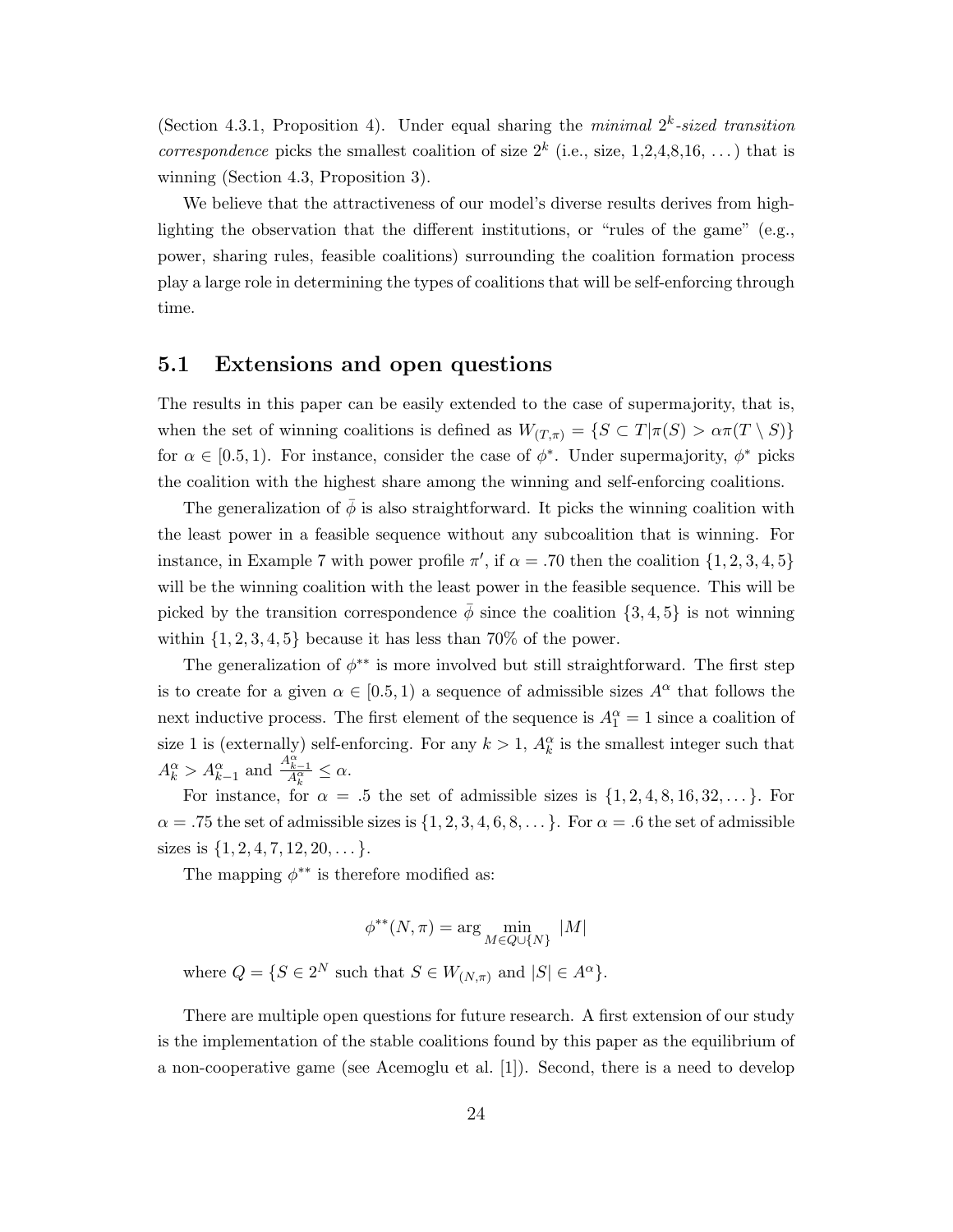(Section 4.3.1, Proposition 4). Under equal sharing the *minimal* $2^k$*-sized transition correspondence* picks the smallest coalition of size $2^k$ (i.e., size, 1,2,4,8,16, ...) that is winning (Section 4.3, Proposition 3).

We believe that the attractiveness of our model's diverse results derives from highlighting the observation that the different institutions, or "rules of the game" (e.g., power, sharing rules, feasible coalitions) surrounding the coalition formation process play a large role in determining the types of coalitions that will be self-enforcing through time.

## 5.1 Extensions and open questions

The results in this paper can be easily extended to the case of supermajority, that is, when the set of winning coalitions is defined as $W_{(T,\pi)} = \{S \subset T | \pi(S) > \alpha\pi(T \setminus S)\}$ for $\alpha \in [0.5, 1)$. For instance, consider the case of $\phi^*$. Under supermajority, $\phi^*$ picks the coalition with the highest share among the winning and self-enforcing coalitions.

The generalization of $\bar{\phi}$ is also straightforward. It picks the winning coalition with the least power in a feasible sequence without any subcoalition that is winning. For instance, in Example 7 with power profile $\pi'$, if $\alpha = .70$ then the coalition $\{1, 2, 3, 4, 5\}$ will be the winning coalition with the least power in the feasible sequence. This will be picked by the transition correspondence $\bar{\phi}$ since the coalition $\{3, 4, 5\}$ is not winning within $\{1, 2, 3, 4, 5\}$ because it has less than 70% of the power.

The generalization of $\phi^{**}$ is more involved but still straightforward. The first step is to create for a given $\alpha \in [0.5, 1)$ a sequence of admissible sizes $A^\alpha$ that follows the next inductive process. The first element of the sequence is $A_1^\alpha = 1$ since a coalition of size 1 is (externally) self-enforcing. For any $k > 1$, $A_k^\alpha$ is the smallest integer such that $A_k^\alpha > A_{k-1}^\alpha$ and $\frac{A_{k-1}^\alpha}{A_k^\alpha} \leq \alpha$.

For instance, for $\alpha = .5$ the set of admissible sizes is $\{1, 2, 4, 8, 16, 32, \dots\}$. For $\alpha = .75$ the set of admissible sizes is $\{1, 2, 3, 4, 6, 8, \dots\}$. For $\alpha = .6$ the set of admissible sizes is $\{1, 2, 4, 7, 12, 20, \dots\}$.

The mapping $\phi^{**}$ is therefore modified as:

$$\phi^{**}(N, \pi) = \arg \min_{M \in Q \cup \{N\}} |M|$$

where $Q = \{S \in 2^N \text{ such that } S \in W_{(N,\pi)} \text{ and } |S| \in A^\alpha\}$.

There are multiple open questions for future research. A first extension of our study is the implementation of the stable coalitions found by this paper as the equilibrium of a non-cooperative game (see Acemoglu et al. [1]). Second, there is a need to develop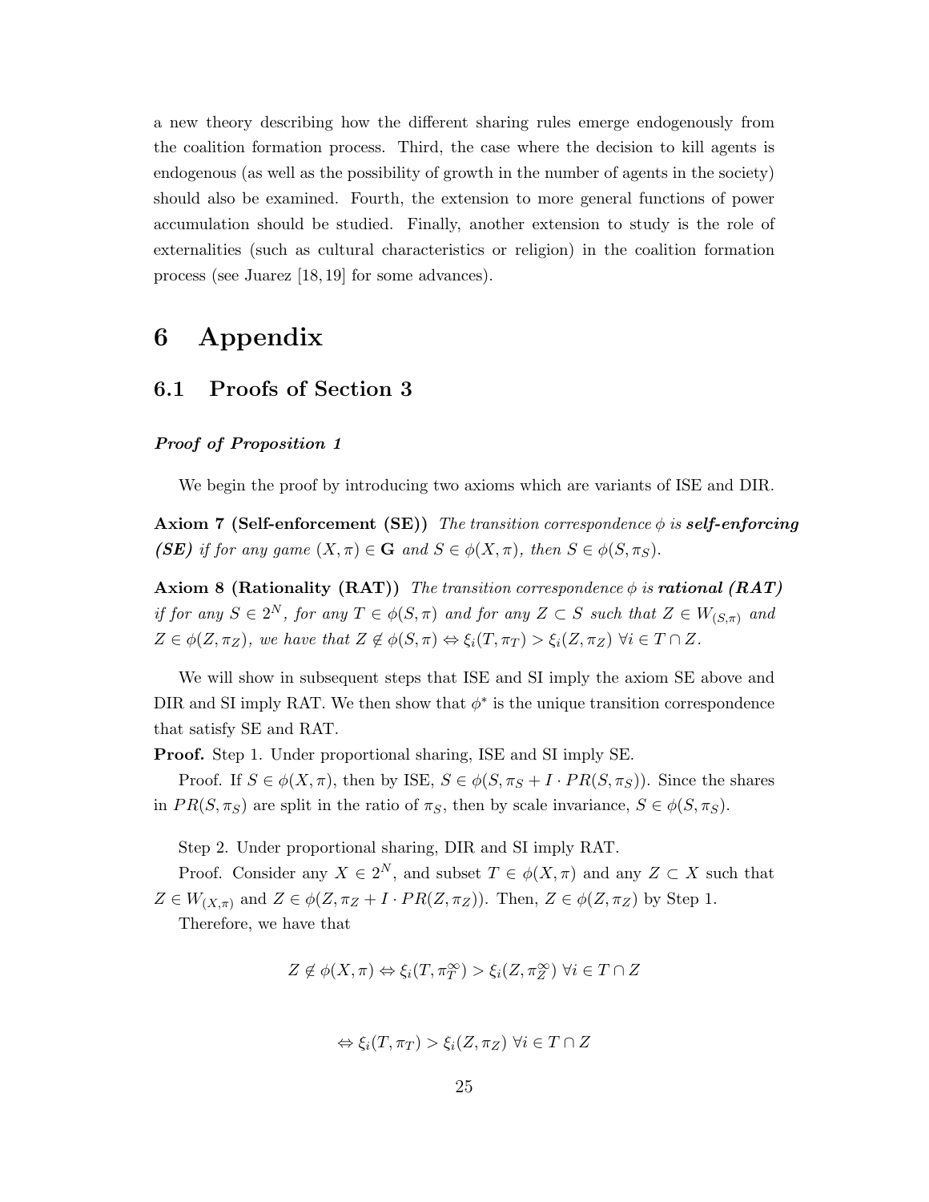a new theory describing how the different sharing rules emerge endogenously from the coalition formation process. Third, the case where the decision to kill agents is endogenous (as well as the possibility of growth in the number of agents in the society) should also be examined. Fourth, the extension to more general functions of power accumulation should be studied. Finally, another extension to study is the role of externalities (such as cultural characteristics or religion) in the coalition formation process (see Juarez [18, 19] for some advances).

# 6 Appendix

## 6.1 Proofs of Section 3

***Proof of Proposition 1***

We begin the proof by introducing two axioms which are variants of ISE and DIR.

**Axiom 7 (Self-enforcement (SE))** *The transition correspondence $\phi$ is **self-enforcing (SE)** if for any game $(X, \pi) \in \mathbf{G}$ and $S \in \phi(X, \pi)$, then $S \in \phi(S, \pi_S)$.*

**Axiom 8 (Rationality (RAT))** *The transition correspondence $\phi$ is **rational (RAT)** if for any $S \in 2^N$, for any $T \in \phi(S, \pi)$ and for any $Z \subset S$ such that $Z \in W_{(S,\pi)}$ and $Z \in \phi(Z, \pi_Z)$, we have that $Z \notin \phi(S, \pi) \Leftrightarrow \xi_i(T, \pi_T) > \xi_i(Z, \pi_Z)\ \forall i \in T \cap Z$.*

We will show in subsequent steps that ISE and SI imply the axiom SE above and DIR and SI imply RAT. We then show that $\phi^*$ is the unique transition correspondence that satisfy SE and RAT.

**Proof.** Step 1. Under proportional sharing, ISE and SI imply SE.

Proof. If $S \in \phi(X, \pi)$, then by ISE, $S \in \phi(S, \pi_S + I \cdot PR(S, \pi_S))$. Since the shares in $PR(S, \pi_S)$ are split in the ratio of $\pi_S$, then by scale invariance, $S \in \phi(S, \pi_S)$.

Step 2. Under proportional sharing, DIR and SI imply RAT.

Proof. Consider any $X \in 2^N$, and subset $T \in \phi(X, \pi)$ and any $Z \subset X$ such that $Z \in W_{(X,\pi)}$ and $Z \in \phi(Z, \pi_Z + I \cdot PR(Z, \pi_Z))$. Then, $Z \in \phi(Z, \pi_Z)$ by Step 1.

Therefore, we have that

$$Z \notin \phi(X, \pi) \Leftrightarrow \xi_i(T, \pi_T^{\infty}) > \xi_i(Z, \pi_Z^{\infty})\ \forall i \in T \cap Z$$

$$\Leftrightarrow \xi_i(T, \pi_T) > \xi_i(Z, \pi_Z)\ \forall i \in T \cap Z$$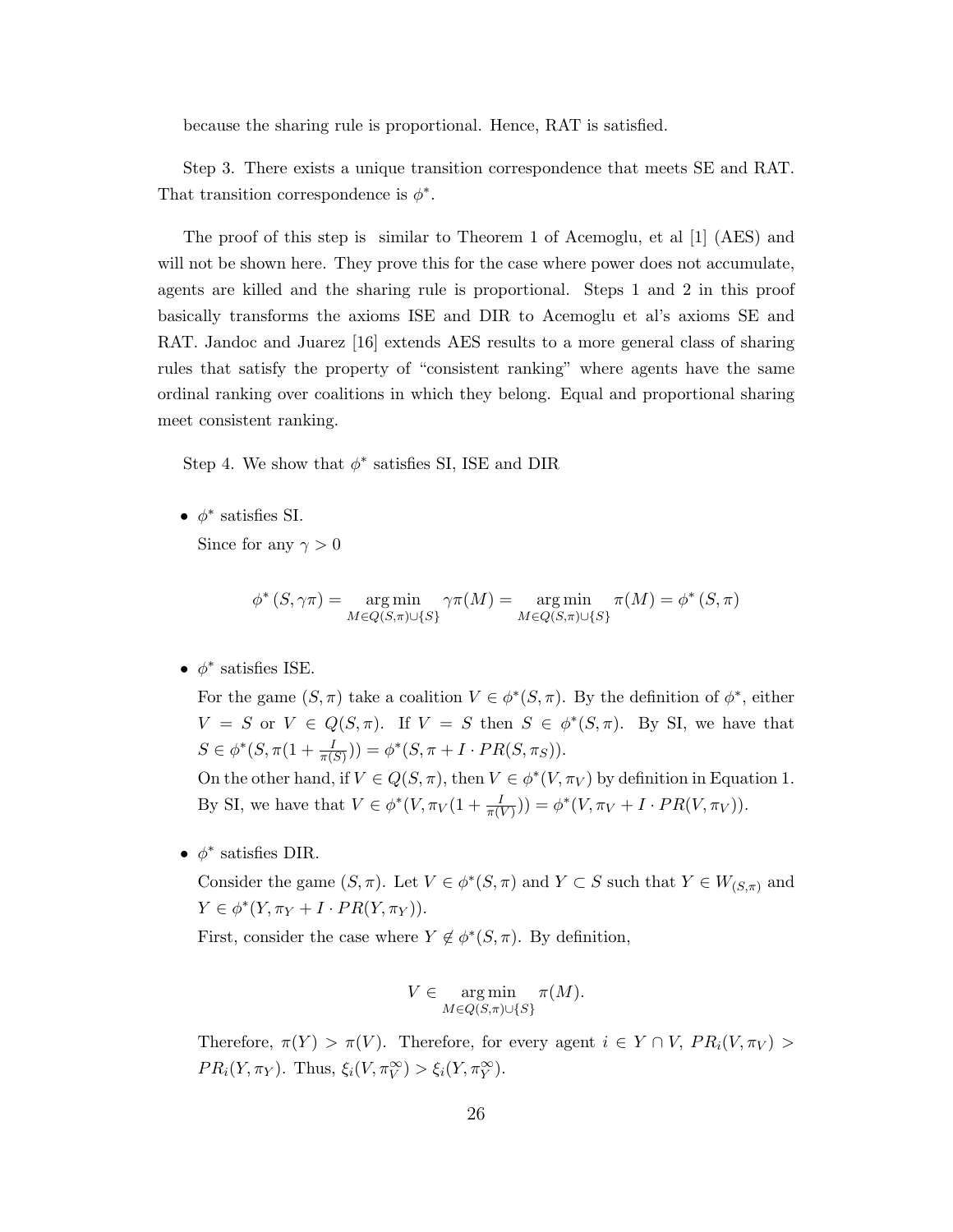because the sharing rule is proportional. Hence, RAT is satisfied.

Step 3. There exists a unique transition correspondence that meets SE and RAT. That transition correspondence is $\phi^*$.

The proof of this step is similar to Theorem 1 of Acemoglu, et al [1] (AES) and will not be shown here. They prove this for the case where power does not accumulate, agents are killed and the sharing rule is proportional. Steps 1 and 2 in this proof basically transforms the axioms ISE and DIR to Acemoglu et al's axioms SE and RAT. Jandoc and Juarez [16] extends AES results to a more general class of sharing rules that satisfy the property of "consistent ranking" where agents have the same ordinal ranking over coalitions in which they belong. Equal and proportional sharing meet consistent ranking.

Step 4. We show that $\phi^*$ satisfies SI, ISE and DIR

- $\phi^*$ satisfies SI.

  Since for any $\gamma > 0$

$$\phi^*(S, \gamma\pi) = \underset{M \in Q(S,\pi)\cup\{S\}}{\arg\min} \; \gamma\pi(M) = \underset{M \in Q(S,\pi)\cup\{S\}}{\arg\min} \; \pi(M) = \phi^*(S, \pi)$$

- $\phi^*$ satisfies ISE.

  For the game $(S, \pi)$ take a coalition $V \in \phi^*(S, \pi)$. By the definition of $\phi^*$, either $V = S$ or $V \in Q(S, \pi)$. If $V = S$ then $S \in \phi^*(S, \pi)$. By SI, we have that $S \in \phi^*(S, \pi(1 + \frac{I}{\pi(S)})) = \phi^*(S, \pi + I \cdot PR(S, \pi_S))$.

  On the other hand, if $V \in Q(S, \pi)$, then $V \in \phi^*(V, \pi_V)$ by definition in Equation 1. By SI, we have that $V \in \phi^*(V, \pi_V(1 + \frac{I}{\pi(V)})) = \phi^*(V, \pi_V + I \cdot PR(V, \pi_V))$.

- $\phi^*$ satisfies DIR.

  Consider the game $(S, \pi)$. Let $V \in \phi^*(S, \pi)$ and $Y \subset S$ such that $Y \in W_{(S,\pi)}$ and $Y \in \phi^*(Y, \pi_Y + I \cdot PR(Y, \pi_Y))$.

  First, consider the case where $Y \notin \phi^*(S, \pi)$. By definition,

$$V \in \underset{M \in Q(S,\pi)\cup\{S\}}{\arg\min} \; \pi(M).$$

  Therefore, $\pi(Y) > \pi(V)$. Therefore, for every agent $i \in Y \cap V$, $PR_i(V, \pi_V) > PR_i(Y, \pi_Y)$. Thus, $\xi_i(V, \pi_V^\infty) > \xi_i(Y, \pi_Y^\infty)$.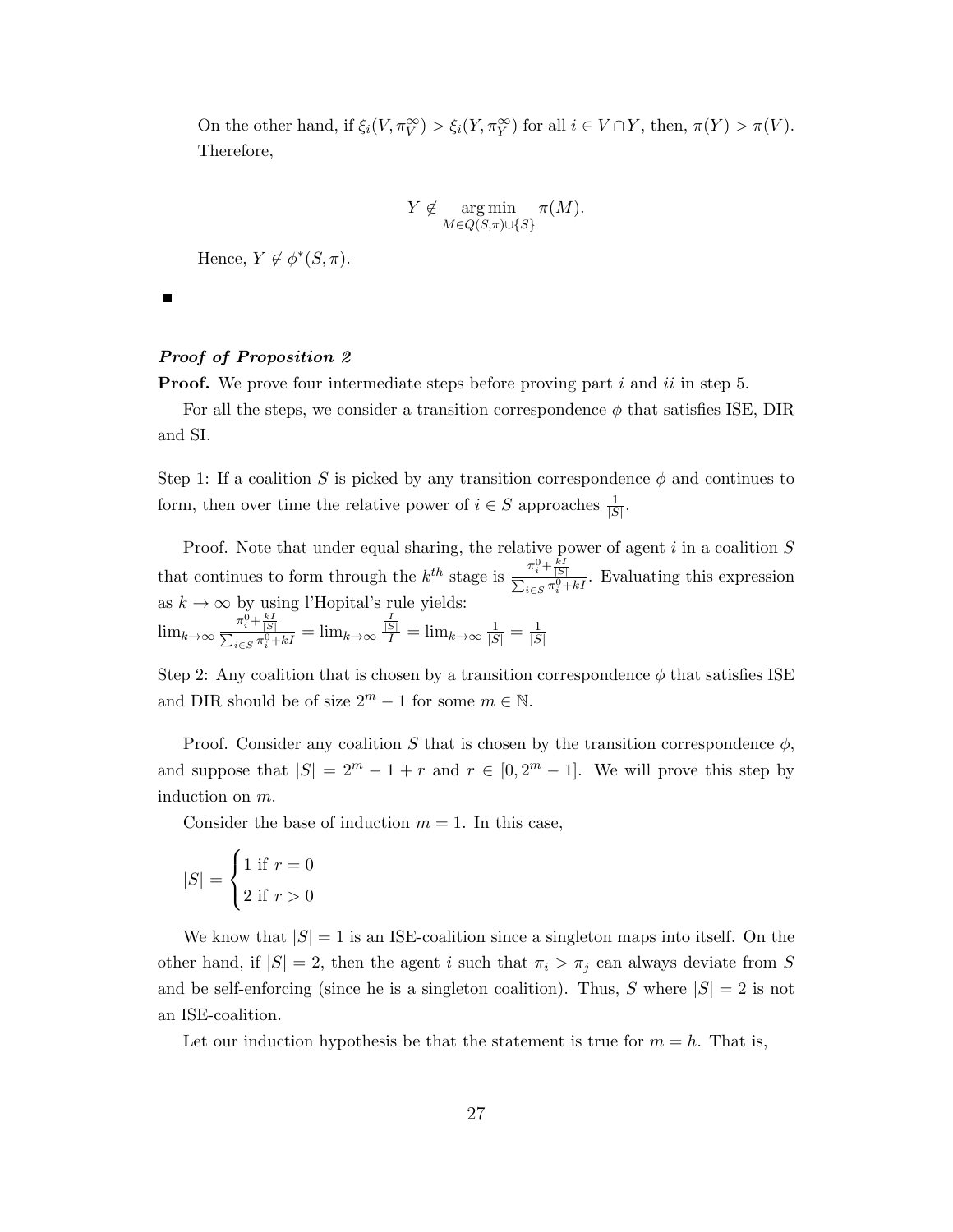On the other hand, if $\xi_i(V, \pi_V^\infty) > \xi_i(Y, \pi_Y^\infty)$ for all $i \in V \cap Y$, then, $\pi(Y) > \pi(V)$. Therefore,

$$Y \notin \underset{M \in Q(S,\pi) \cup \{S\}}{\arg\min} \pi(M).$$

Hence, $Y \notin \phi^*(S, \pi)$.

■

***Proof of Proposition 2***

**Proof.** We prove four intermediate steps before proving part $i$ and $ii$ in step 5.

For all the steps, we consider a transition correspondence $\phi$ that satisfies ISE, DIR and SI.

Step 1: If a coalition $S$ is picked by any transition correspondence $\phi$ and continues to form, then over time the relative power of $i \in S$ approaches $\frac{1}{|S|}$.

Proof. Note that under equal sharing, the relative power of agent $i$ in a coalition $S$ that continues to form through the $k^{th}$ stage is $\frac{\pi_i^0 + \frac{kI}{|S|}}{\sum_{i \in S} \pi_i^0 + kI}$. Evaluating this expression as $k \to \infty$ by using l'Hopital's rule yields:
$\lim_{k\to\infty} \frac{\pi_i^0 + \frac{kI}{|S|}}{\sum_{i \in S} \pi_i^0 + kI} = \lim_{k\to\infty} \frac{\frac{I}{|S|}}{I} = \lim_{k\to\infty} \frac{1}{|S|} = \frac{1}{|S|}$

Step 2: Any coalition that is chosen by a transition correspondence $\phi$ that satisfies ISE and DIR should be of size $2^m - 1$ for some $m \in \mathbb{N}$.

Proof. Consider any coalition $S$ that is chosen by the transition correspondence $\phi$, and suppose that $|S| = 2^m - 1 + r$ and $r \in [0, 2^m - 1]$. We will prove this step by induction on $m$.

Consider the base of induction $m = 1$. In this case,

$$|S| = \begin{cases} 1 \text{ if } r = 0 \\ 2 \text{ if } r > 0 \end{cases}$$

We know that $|S| = 1$ is an ISE-coalition since a singleton maps into itself. On the other hand, if $|S| = 2$, then the agent $i$ such that $\pi_i > \pi_j$ can always deviate from $S$ and be self-enforcing (since he is a singleton coalition). Thus, $S$ where $|S| = 2$ is not an ISE-coalition.

Let our induction hypothesis be that the statement is true for $m = h$. That is,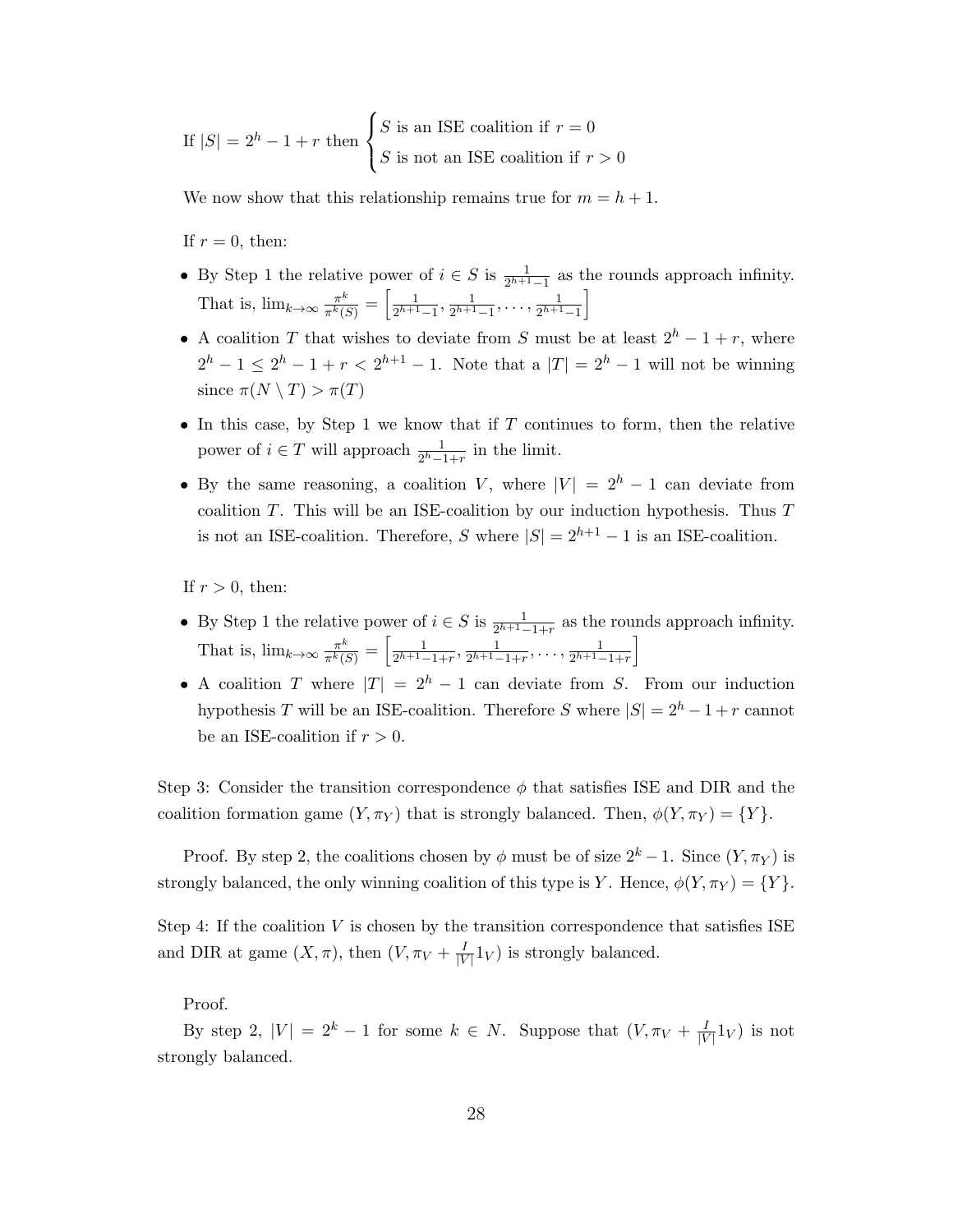If $|S| = 2^h - 1 + r$ then $\begin{cases} S \text{ is an ISE coalition if } r = 0 \\ S \text{ is not an ISE coalition if } r > 0 \end{cases}$

We now show that this relationship remains true for $m = h + 1$.

If $r = 0$, then:

- By Step 1 the relative power of $i \in S$ is $\frac{1}{2^{h+1}-1}$ as the rounds approach infinity. That is, $\lim_{k\to\infty} \frac{\pi^k}{\pi^k(S)} = \left[\frac{1}{2^{h+1}-1}, \frac{1}{2^{h+1}-1}, \ldots, \frac{1}{2^{h+1}-1}\right]$
- A coalition $T$ that wishes to deviate from $S$ must be at least $2^h - 1 + r$, where $2^h - 1 \leq 2^h - 1 + r < 2^{h+1} - 1$. Note that a $|T| = 2^h - 1$ will not be winning since $\pi(N \setminus T) > \pi(T)$
- In this case, by Step 1 we know that if $T$ continues to form, then the relative power of $i \in T$ will approach $\frac{1}{2^h-1+r}$ in the limit.
- By the same reasoning, a coalition $V$, where $|V| = 2^h - 1$ can deviate from coalition $T$. This will be an ISE-coalition by our induction hypothesis. Thus $T$ is not an ISE-coalition. Therefore, $S$ where $|S| = 2^{h+1} - 1$ is an ISE-coalition.

If $r > 0$, then:

- By Step 1 the relative power of $i \in S$ is $\frac{1}{2^{h+1}-1+r}$ as the rounds approach infinity. That is, $\lim_{k\to\infty} \frac{\pi^k}{\pi^k(S)} = \left[\frac{1}{2^{h+1}-1+r}, \frac{1}{2^{h+1}-1+r}, \ldots, \frac{1}{2^{h+1}-1+r}\right]$
- A coalition $T$ where $|T| = 2^h - 1$ can deviate from $S$. From our induction hypothesis $T$ will be an ISE-coalition. Therefore $S$ where $|S| = 2^h - 1 + r$ cannot be an ISE-coalition if $r > 0$.

Step 3: Consider the transition correspondence $\phi$ that satisfies ISE and DIR and the coalition formation game $(Y, \pi_Y)$ that is strongly balanced. Then, $\phi(Y, \pi_Y) = \{Y\}$.

Proof. By step 2, the coalitions chosen by $\phi$ must be of size $2^k - 1$. Since $(Y, \pi_Y)$ is strongly balanced, the only winning coalition of this type is $Y$. Hence, $\phi(Y, \pi_Y) = \{Y\}$.

Step 4: If the coalition $V$ is chosen by the transition correspondence that satisfies ISE and DIR at game $(X, \pi)$, then $(V, \pi_V + \frac{I}{|V|}1_V)$ is strongly balanced.

Proof.

By step 2, $|V| = 2^k - 1$ for some $k \in N$. Suppose that $(V, \pi_V + \frac{I}{|V|}1_V)$ is not strongly balanced.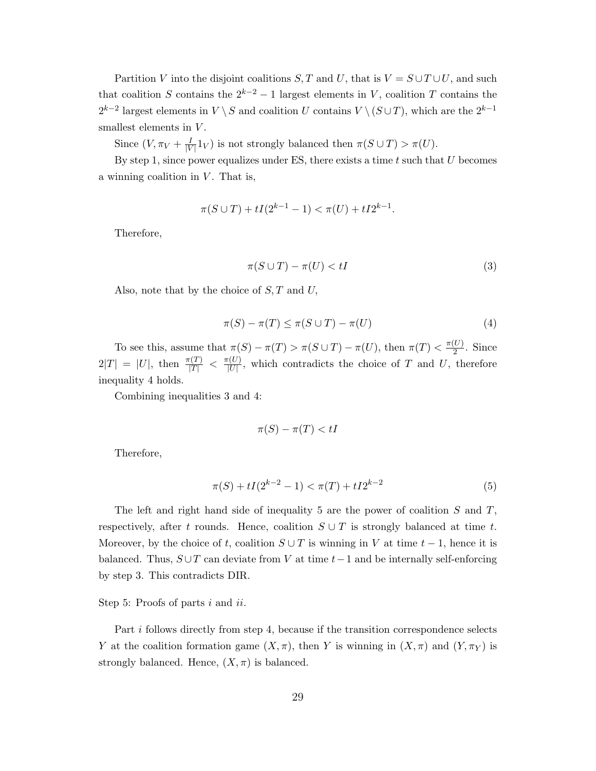Partition $V$ into the disjoint coalitions $S, T$ and $U$, that is $V = S \cup T \cup U$, and such that coalition $S$ contains the $2^{k-2} - 1$ largest elements in $V$, coalition $T$ contains the $2^{k-2}$ largest elements in $V \setminus S$ and coalition $U$ contains $V \setminus (S \cup T)$, which are the $2^{k-1}$ smallest elements in $V$.

Since $(V, \pi_V + \frac{I}{|V|} 1_V)$ is not strongly balanced then $\pi(S \cup T) > \pi(U)$.

By step 1, since power equalizes under ES, there exists a time $t$ such that $U$ becomes a winning coalition in $V$. That is,

$$\pi(S \cup T) + tI(2^{k-1} - 1) < \pi(U) + tI2^{k-1}.$$

Therefore,

$$\pi(S \cup T) - \pi(U) < tI \tag{3}$$

Also, note that by the choice of $S, T$ and $U$,

$$\pi(S) - \pi(T) \leq \pi(S \cup T) - \pi(U) \tag{4}$$

To see this, assume that $\pi(S) - \pi(T) > \pi(S \cup T) - \pi(U)$, then $\pi(T) < \frac{\pi(U)}{2}$. Since $2|T| = |U|$, then $\frac{\pi(T)}{|T|} < \frac{\pi(U)}{|U|}$, which contradicts the choice of $T$ and $U$, therefore inequality 4 holds.

Combining inequalities 3 and 4:

$$\pi(S) - \pi(T) < tI$$

Therefore,

$$\pi(S) + tI(2^{k-2} - 1) < \pi(T) + tI2^{k-2} \tag{5}$$

The left and right hand side of inequality 5 are the power of coalition $S$ and $T$, respectively, after $t$ rounds. Hence, coalition $S \cup T$ is strongly balanced at time $t$. Moreover, by the choice of $t$, coalition $S \cup T$ is winning in $V$ at time $t - 1$, hence it is balanced. Thus, $S \cup T$ can deviate from $V$ at time $t - 1$ and be internally self-enforcing by step 3. This contradicts DIR.

Step 5: Proofs of parts $i$ and $ii$.

Part $i$ follows directly from step 4, because if the transition correspondence selects $Y$ at the coalition formation game $(X, \pi)$, then $Y$ is winning in $(X, \pi)$ and $(Y, \pi_Y)$ is strongly balanced. Hence, $(X, \pi)$ is balanced.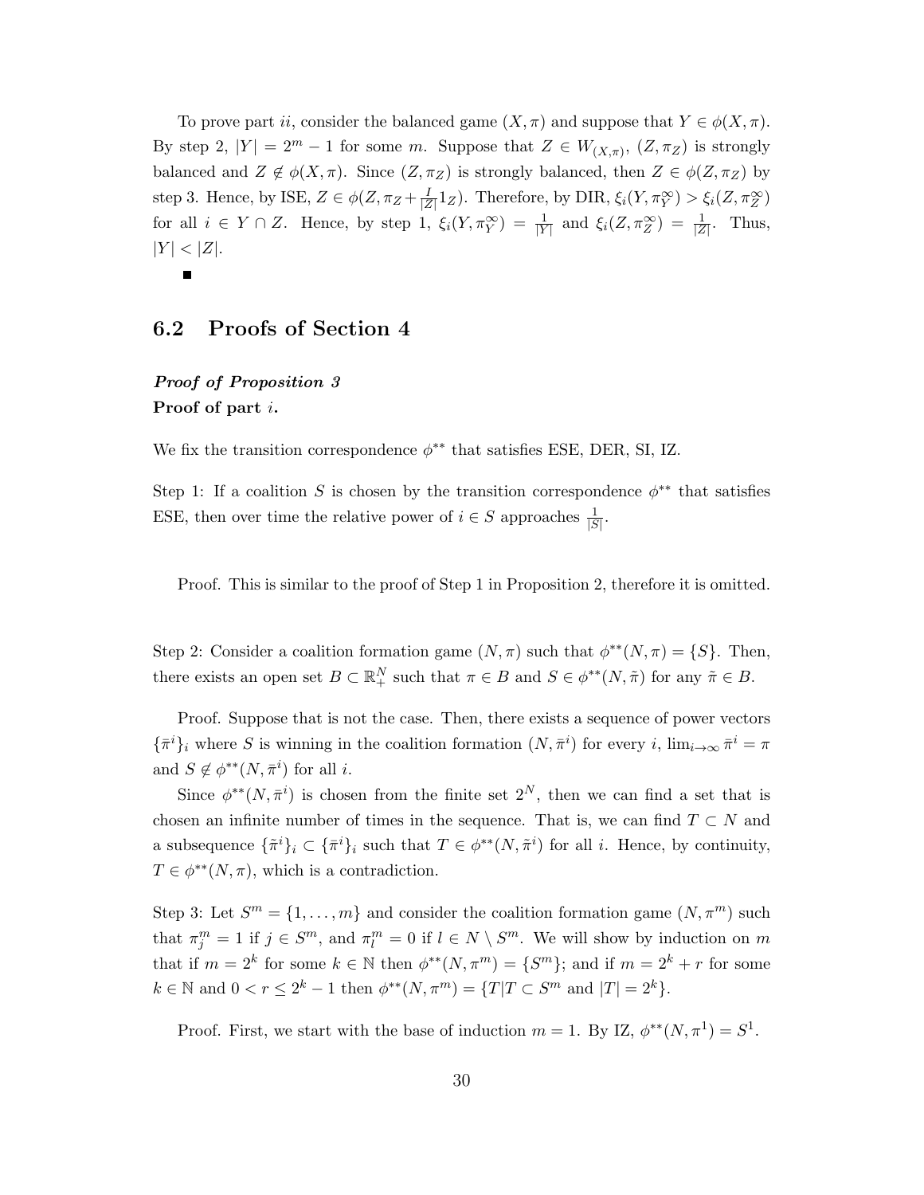To prove part $ii$, consider the balanced game $(X, \pi)$ and suppose that $Y \in \phi(X, \pi)$. By step 2, $|Y| = 2^m - 1$ for some $m$. Suppose that $Z \in W_{(X,\pi)}$, $(Z, \pi_Z)$ is strongly balanced and $Z \notin \phi(X, \pi)$. Since $(Z, \pi_Z)$ is strongly balanced, then $Z \in \phi(Z, \pi_Z)$ by step 3. Hence, by ISE, $Z \in \phi(Z, \pi_Z + \frac{I}{|Z|} 1_Z)$. Therefore, by DIR, $\xi_i(Y, \pi_Y^\infty) > \xi_i(Z, \pi_Z^\infty)$ for all $i \in Y \cap Z$. Hence, by step 1, $\xi_i(Y, \pi_Y^\infty) = \frac{1}{|Y|}$ and $\xi_i(Z, \pi_Z^\infty) = \frac{1}{|Z|}$. Thus, $|Y| < |Z|$.

■

## 6.2 Proofs of Section 4

***Proof of Proposition 3***

**Proof of part $i$.**

We fix the transition correspondence $\phi^{**}$ that satisfies ESE, DER, SI, IZ.

Step 1: If a coalition $S$ is chosen by the transition correspondence $\phi^{**}$ that satisfies ESE, then over time the relative power of $i \in S$ approaches $\frac{1}{|S|}$.

Proof. This is similar to the proof of Step 1 in Proposition 2, therefore it is omitted.

Step 2: Consider a coalition formation game $(N, \pi)$ such that $\phi^{**}(N, \pi) = \{S\}$. Then, there exists an open set $B \subset \mathbb{R}_+^N$ such that $\pi \in B$ and $S \in \phi^{**}(N, \tilde{\pi})$ for any $\tilde{\pi} \in B$.

Proof. Suppose that is not the case. Then, there exists a sequence of power vectors $\{\bar{\pi}^i\}_i$ where $S$ is winning in the coalition formation $(N, \bar{\pi}^i)$ for every $i$, $\lim_{i \to \infty} \bar{\pi}^i = \pi$ and $S \notin \phi^{**}(N, \bar{\pi}^i)$ for all $i$.

Since $\phi^{**}(N, \bar{\pi}^i)$ is chosen from the finite set $2^N$, then we can find a set that is chosen an infinite number of times in the sequence. That is, we can find $T \subset N$ and a subsequence $\{\tilde{\pi}^i\}_i \subset \{\bar{\pi}^i\}_i$ such that $T \in \phi^{**}(N, \tilde{\pi}^i)$ for all $i$. Hence, by continuity, $T \in \phi^{**}(N, \pi)$, which is a contradiction.

Step 3: Let $S^m = \{1, \ldots, m\}$ and consider the coalition formation game $(N, \pi^m)$ such that $\pi_j^m = 1$ if $j \in S^m$, and $\pi_l^m = 0$ if $l \in N \setminus S^m$. We will show by induction on $m$ that if $m = 2^k$ for some $k \in \mathbb{N}$ then $\phi^{**}(N, \pi^m) = \{S^m\}$; and if $m = 2^k + r$ for some $k \in \mathbb{N}$ and $0 < r \leq 2^k - 1$ then $\phi^{**}(N, \pi^m) = \{T | T \subset S^m \text{ and } |T| = 2^k\}$.

Proof. First, we start with the base of induction $m = 1$. By IZ, $\phi^{**}(N, \pi^1) = S^1$.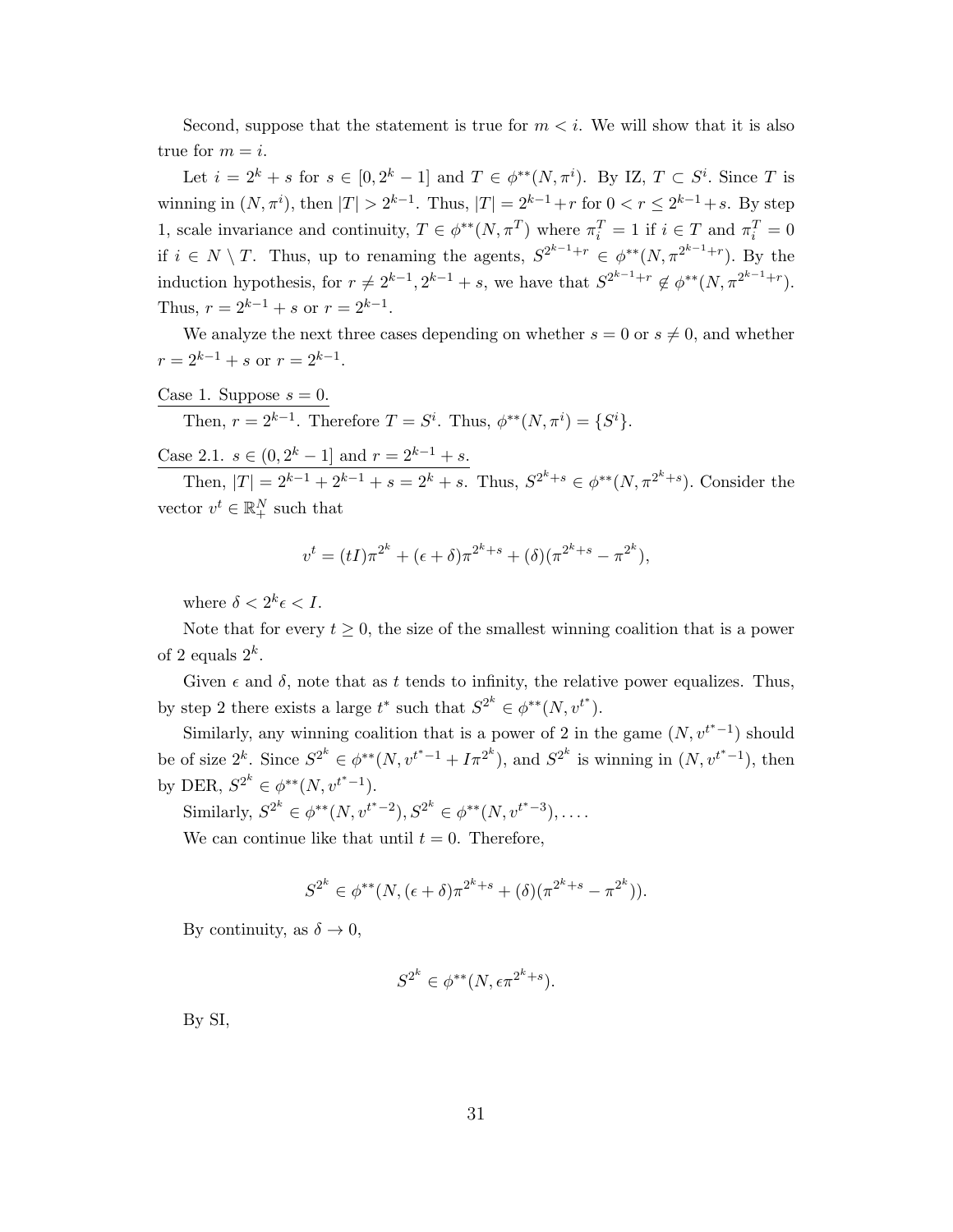Second, suppose that the statement is true for $m < i$. We will show that it is also true for $m = i$.

Let $i = 2^k + s$ for $s \in [0, 2^k - 1]$ and $T \in \phi^{**}(N, \pi^i)$. By IZ, $T \subset S^i$. Since $T$ is winning in $(N, \pi^i)$, then $|T| > 2^{k-1}$. Thus, $|T| = 2^{k-1} + r$ for $0 < r \leq 2^{k-1} + s$. By step 1, scale invariance and continuity, $T \in \phi^{**}(N, \pi^T)$ where $\pi_i^T = 1$ if $i \in T$ and $\pi_i^T = 0$ if $i \in N \setminus T$. Thus, up to renaming the agents, $S^{2^{k-1}+r} \in \phi^{**}(N, \pi^{2^{k-1}+r})$. By the induction hypothesis, for $r \neq 2^{k-1}, 2^{k-1} + s$, we have that $S^{2^{k-1}+r} \notin \phi^{**}(N, \pi^{2^{k-1}+r})$. Thus, $r = 2^{k-1} + s$ or $r = 2^{k-1}$.

We analyze the next three cases depending on whether $s = 0$ or $s \neq 0$, and whether $r = 2^{k-1} + s$ or $r = 2^{k-1}$.

<u>Case 1. Suppose $s = 0$.</u>

Then, $r = 2^{k-1}$. Therefore $T = S^i$. Thus, $\phi^{**}(N, \pi^i) = \{S^i\}$.

<u>Case 2.1. $s \in (0, 2^k - 1]$ and $r = 2^{k-1} + s$.</u>

Then, $|T| = 2^{k-1} + 2^{k-1} + s = 2^k + s$. Thus, $S^{2^k+s} \in \phi^{**}(N, \pi^{2^k+s})$. Consider the vector $v^t \in \mathbb{R}_+^N$ such that

$$v^t = (tI)\pi^{2^k} + (\epsilon + \delta)\pi^{2^k+s} + (\delta)(\pi^{2^k+s} - \pi^{2^k}),$$

where $\delta < 2^k \epsilon < I$.

Note that for every $t \geq 0$, the size of the smallest winning coalition that is a power of 2 equals $2^k$.

Given $\epsilon$ and $\delta$, note that as $t$ tends to infinity, the relative power equalizes. Thus, by step 2 there exists a large $t^*$ such that $S^{2^k} \in \phi^{**}(N, v^{t^*})$.

Similarly, any winning coalition that is a power of 2 in the game $(N, v^{t^*-1})$ should be of size $2^k$. Since $S^{2^k} \in \phi^{**}(N, v^{t^*-1} + I\pi^{2^k})$, and $S^{2^k}$ is winning in $(N, v^{t^*-1})$, then by DER, $S^{2^k} \in \phi^{**}(N, v^{t^*-1})$.

Similarly, $S^{2^k} \in \phi^{**}(N, v^{t^*-2}), S^{2^k} \in \phi^{**}(N, v^{t^*-3}), \ldots$.

We can continue like that until $t = 0$. Therefore,

$$S^{2^k} \in \phi^{**}(N, (\epsilon + \delta)\pi^{2^k+s} + (\delta)(\pi^{2^k+s} - \pi^{2^k})).$$

By continuity, as $\delta \to 0$,

$$S^{2^k} \in \phi^{**}(N, \epsilon\pi^{2^k+s}).$$

By SI,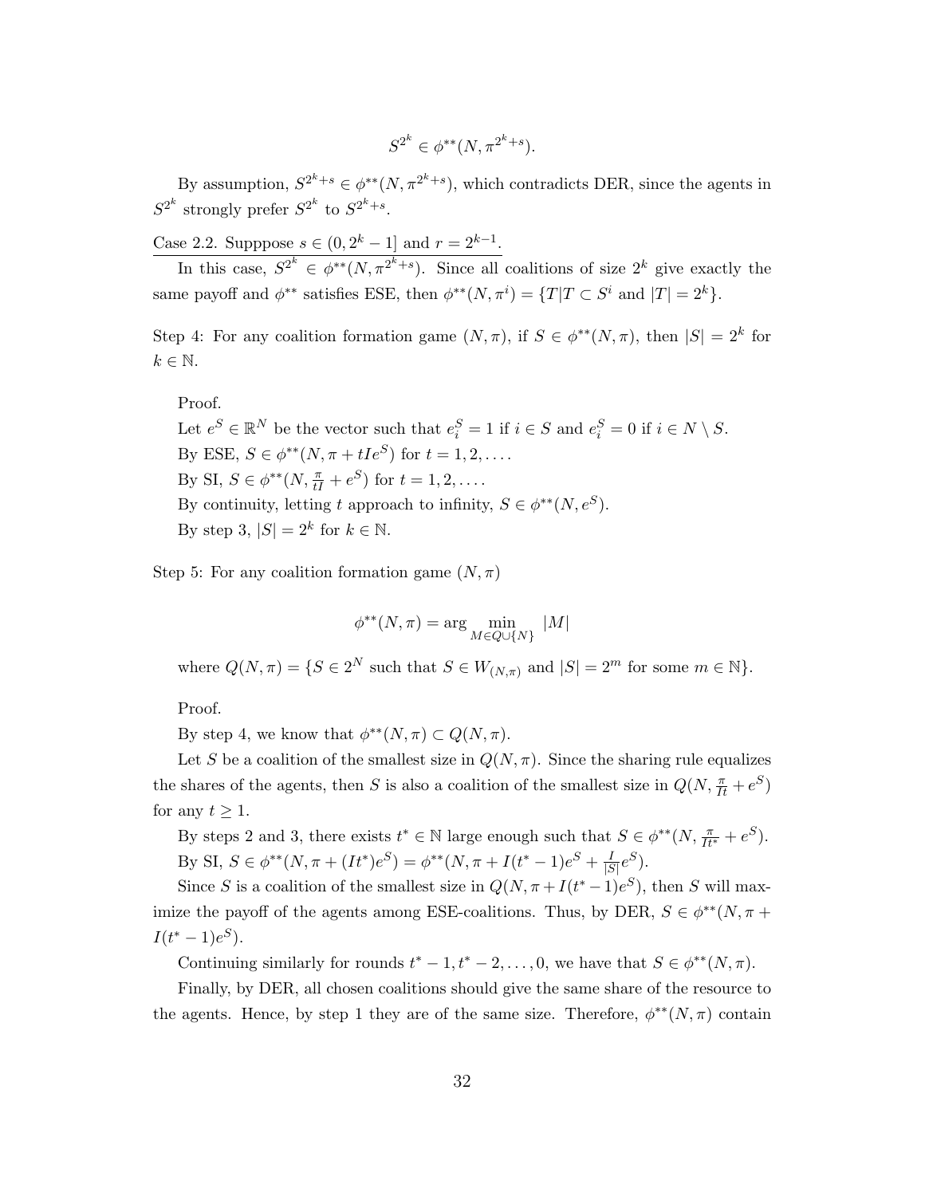$$S^{2^k} \in \phi^{**}(N, \pi^{2^k+s}).$$

By assumption, $S^{2^k+s} \in \phi^{**}(N, \pi^{2^k+s})$, which contradicts DER, since the agents in $S^{2^k}$ strongly prefer $S^{2^k}$ to $S^{2^k+s}$.

Case 2.2. Supppose $s \in (0, 2^k - 1]$ and $r = 2^{k-1}$.

In this case, $S^{2^k} \in \phi^{**}(N, \pi^{2^k+s})$. Since all coalitions of size $2^k$ give exactly the same payoff and $\phi^{**}$ satisfies ESE, then $\phi^{**}(N, \pi^i) = \{T | T \subset S^i \text{ and } |T| = 2^k\}$.

Step 4: For any coalition formation game $(N, \pi)$, if $S \in \phi^{**}(N, \pi)$, then $|S| = 2^k$ for $k \in \mathbb{N}$.

Proof.
Let $e^S \in \mathbb{R}^N$ be the vector such that $e^S_i = 1$ if $i \in S$ and $e^S_i = 0$ if $i \in N \setminus S$.
By ESE, $S \in \phi^{**}(N, \pi + tIe^S)$ for $t = 1, 2, \ldots$.
By SI, $S \in \phi^{**}(N, \frac{\pi}{tI} + e^S)$ for $t = 1, 2, \ldots$.
By continuity, letting $t$ approach to infinity, $S \in \phi^{**}(N, e^S)$.
By step 3, $|S| = 2^k$ for $k \in \mathbb{N}$.

Step 5: For any coalition formation game $(N, \pi)$

$$\phi^{**}(N, \pi) = \arg \min_{M \in Q \cup \{N\}} |M|$$

where $Q(N, \pi) = \{S \in 2^N \text{ such that } S \in W_{(N,\pi)} \text{ and } |S| = 2^m \text{ for some } m \in \mathbb{N}\}$.

Proof.
By step 4, we know that $\phi^{**}(N, \pi) \subset Q(N, \pi)$.

Let $S$ be a coalition of the smallest size in $Q(N, \pi)$. Since the sharing rule equalizes the shares of the agents, then $S$ is also a coalition of the smallest size in $Q(N, \frac{\pi}{It} + e^S)$ for any $t \geq 1$.

By steps 2 and 3, there exists $t^* \in \mathbb{N}$ large enough such that $S \in \phi^{**}(N, \frac{\pi}{It^*} + e^S)$.
By SI, $S \in \phi^{**}(N, \pi + (It^*)e^S) = \phi^{**}(N, \pi + I(t^* - 1)e^S + \frac{I}{|S|}e^S)$.

Since $S$ is a coalition of the smallest size in $Q(N, \pi + I(t^* - 1)e^S)$, then $S$ will maximize the payoff of the agents among ESE-coalitions. Thus, by DER, $S \in \phi^{**}(N, \pi + I(t^* - 1)e^S)$.

Continuing similarly for rounds $t^* - 1, t^* - 2, \ldots, 0$, we have that $S \in \phi^{**}(N, \pi)$.

Finally, by DER, all chosen coalitions should give the same share of the resource to the agents. Hence, by step 1 they are of the same size. Therefore, $\phi^{**}(N, \pi)$ contain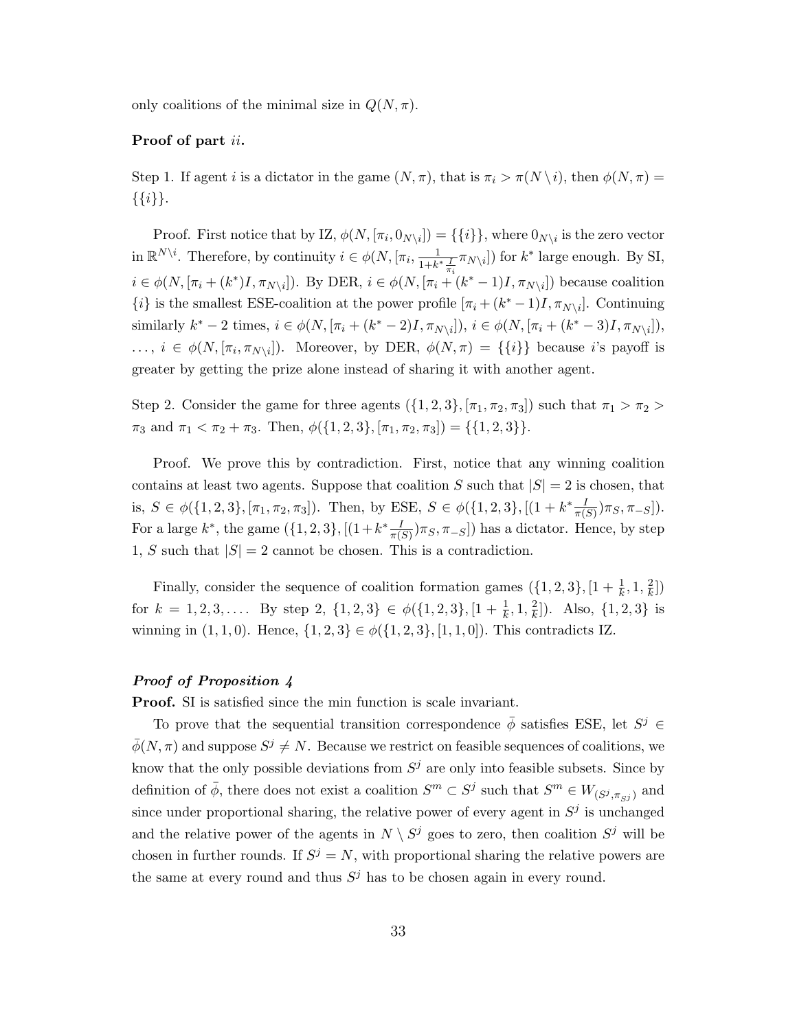only coalitions of the minimal size in $Q(N, \pi)$.

**Proof of part *ii*.**

Step 1. If agent $i$ is a dictator in the game $(N, \pi)$, that is $\pi_i > \pi(N \setminus i)$, then $\phi(N, \pi) = \{\{i\}\}$.

Proof. First notice that by IZ, $\phi(N, [\pi_i, 0_{N\setminus i}]) = \{\{i\}\}$, where $0_{N\setminus i}$ is the zero vector in $\mathbb{R}^{N\setminus i}$. Therefore, by continuity $i \in \phi(N, [\pi_i, \frac{1}{1+k^* \frac{I}{\pi_i}} \pi_{N\setminus i}])$ for $k^*$ large enough. By SI, $i \in \phi(N, [\pi_i + (k^*)I, \pi_{N\setminus i}])$. By DER, $i \in \phi(N, [\pi_i + (k^* - 1)I, \pi_{N\setminus i}])$ because coalition $\{i\}$ is the smallest ESE-coalition at the power profile $[\pi_i + (k^* - 1)I, \pi_{N\setminus i}]$. Continuing similarly $k^* - 2$ times, $i \in \phi(N, [\pi_i + (k^* - 2)I, \pi_{N\setminus i}])$, $i \in \phi(N, [\pi_i + (k^* - 3)I, \pi_{N\setminus i}])$, $\ldots$, $i \in \phi(N, [\pi_i, \pi_{N\setminus i}])$. Moreover, by DER, $\phi(N, \pi) = \{\{i\}\}$ because $i$'s payoff is greater by getting the prize alone instead of sharing it with another agent.

Step 2. Consider the game for three agents $(\{1, 2, 3\}, [\pi_1, \pi_2, \pi_3])$ such that $\pi_1 > \pi_2 > \pi_3$ and $\pi_1 < \pi_2 + \pi_3$. Then, $\phi(\{1, 2, 3\}, [\pi_1, \pi_2, \pi_3]) = \{\{1, 2, 3\}\}$.

Proof. We prove this by contradiction. First, notice that any winning coalition contains at least two agents. Suppose that coalition $S$ such that $|S| = 2$ is chosen, that is, $S \in \phi(\{1, 2, 3\}, [\pi_1, \pi_2, \pi_3])$. Then, by ESE, $S \in \phi(\{1, 2, 3\}, [(1 + k^* \frac{I}{\pi(S)})\pi_S, \pi_{-S}])$. For a large $k^*$, the game $(\{1, 2, 3\}, [(1+k^* \frac{I}{\pi(S)})\pi_S, \pi_{-S}])$ has a dictator. Hence, by step 1, $S$ such that $|S| = 2$ cannot be chosen. This is a contradiction.

Finally, consider the sequence of coalition formation games $(\{1, 2, 3\}, [1 + \frac{1}{k}, 1, \frac{2}{k}])$ for $k = 1, 2, 3, \ldots$. By step 2, $\{1, 2, 3\} \in \phi(\{1, 2, 3\}, [1 + \frac{1}{k}, 1, \frac{2}{k}])$. Also, $\{1, 2, 3\}$ is winning in $(1, 1, 0)$. Hence, $\{1, 2, 3\} \in \phi(\{1, 2, 3\}, [1, 1, 0])$. This contradicts IZ.

***Proof of Proposition 4***

**Proof.** SI is satisfied since the min function is scale invariant.

To prove that the sequential transition correspondence $\bar{\phi}$ satisfies ESE, let $S^j \in \bar{\phi}(N, \pi)$ and suppose $S^j \neq N$. Because we restrict on feasible sequences of coalitions, we know that the only possible deviations from $S^j$ are only into feasible subsets. Since by definition of $\bar{\phi}$, there does not exist a coalition $S^m \subset S^j$ such that $S^m \in W_{(S^j, \pi_{S^j})}$ and since under proportional sharing, the relative power of every agent in $S^j$ is unchanged and the relative power of the agents in $N \setminus S^j$ goes to zero, then coalition $S^j$ will be chosen in further rounds. If $S^j = N$, with proportional sharing the relative powers are the same at every round and thus $S^j$ has to be chosen again in every round.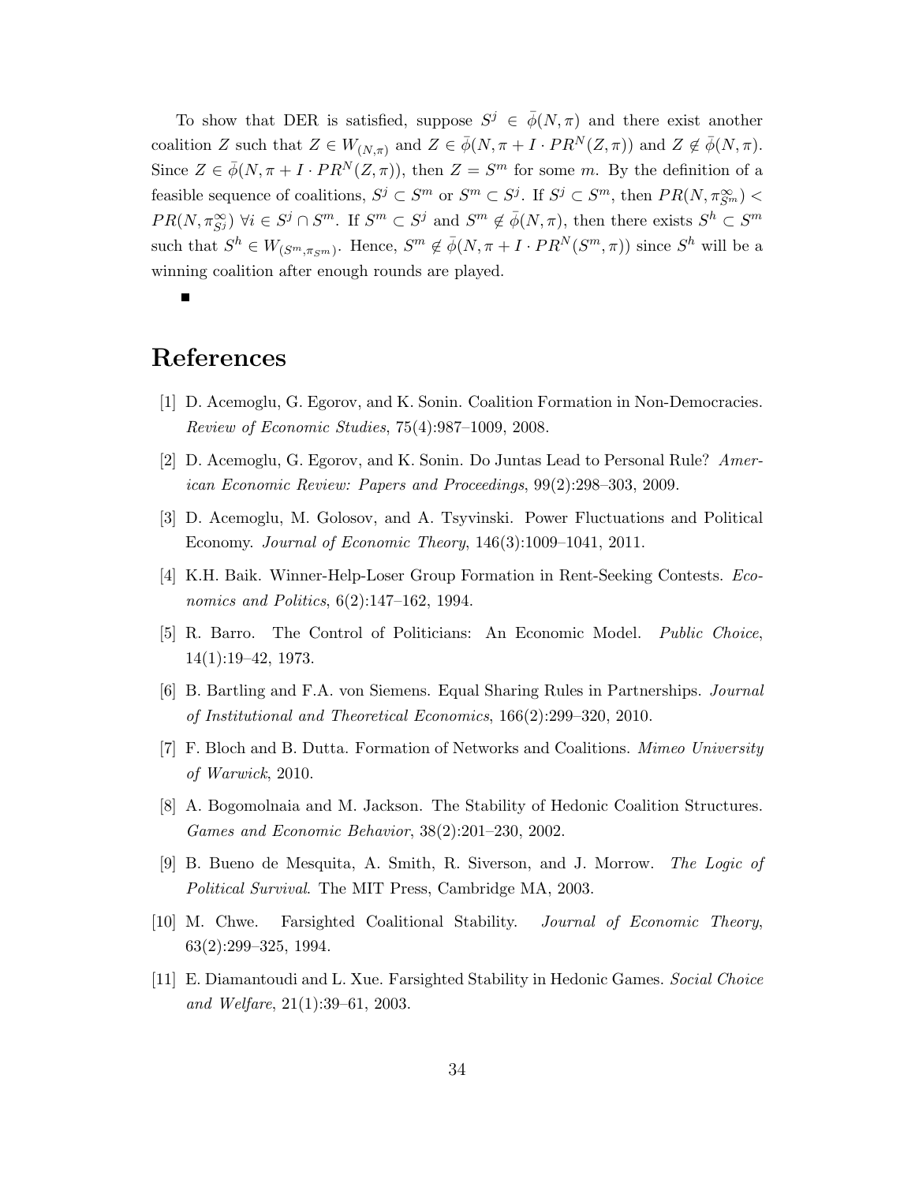To show that DER is satisfied, suppose $S^j \in \bar{\phi}(N,\pi)$ and there exist another coalition $Z$ such that $Z \in W_{(N,\pi)}$ and $Z \in \bar{\phi}(N, \pi + I \cdot PR^N(Z,\pi))$ and $Z \notin \bar{\phi}(N,\pi)$. Since $Z \in \bar{\phi}(N, \pi + I \cdot PR^N(Z,\pi))$, then $Z = S^m$ for some $m$. By the definition of a feasible sequence of coalitions, $S^j \subset S^m$ or $S^m \subset S^j$. If $S^j \subset S^m$, then $PR(N, \pi^{\infty}_{S^m}) < PR(N, \pi^{\infty}_{S^j})$ $\forall i \in S^j \cap S^m$. If $S^m \subset S^j$ and $S^m \notin \bar{\phi}(N,\pi)$, then there exists $S^h \subset S^m$ such that $S^h \in W_{(S^m, \pi_{S^m})}$. Hence, $S^m \notin \bar{\phi}(N, \pi + I \cdot PR^N(S^m,\pi))$ since $S^h$ will be a winning coalition after enough rounds are played.

■

# References

[1] D. Acemoglu, G. Egorov, and K. Sonin. Coalition Formation in Non-Democracies. *Review of Economic Studies*, 75(4):987–1009, 2008.

[2] D. Acemoglu, G. Egorov, and K. Sonin. Do Juntas Lead to Personal Rule? *American Economic Review: Papers and Proceedings*, 99(2):298–303, 2009.

[3] D. Acemoglu, M. Golosov, and A. Tsyvinski. Power Fluctuations and Political Economy. *Journal of Economic Theory*, 146(3):1009–1041, 2011.

[4] K.H. Baik. Winner-Help-Loser Group Formation in Rent-Seeking Contests. *Economics and Politics*, 6(2):147–162, 1994.

[5] R. Barro. The Control of Politicians: An Economic Model. *Public Choice*, 14(1):19–42, 1973.

[6] B. Bartling and F.A. von Siemens. Equal Sharing Rules in Partnerships. *Journal of Institutional and Theoretical Economics*, 166(2):299–320, 2010.

[7] F. Bloch and B. Dutta. Formation of Networks and Coalitions. *Mimeo University of Warwick*, 2010.

[8] A. Bogomolnaia and M. Jackson. The Stability of Hedonic Coalition Structures. *Games and Economic Behavior*, 38(2):201–230, 2002.

[9] B. Bueno de Mesquita, A. Smith, R. Siverson, and J. Morrow. *The Logic of Political Survival*. The MIT Press, Cambridge MA, 2003.

[10] M. Chwe. Farsighted Coalitional Stability. *Journal of Economic Theory*, 63(2):299–325, 1994.

[11] E. Diamantoudi and L. Xue. Farsighted Stability in Hedonic Games. *Social Choice and Welfare*, 21(1):39–61, 2003.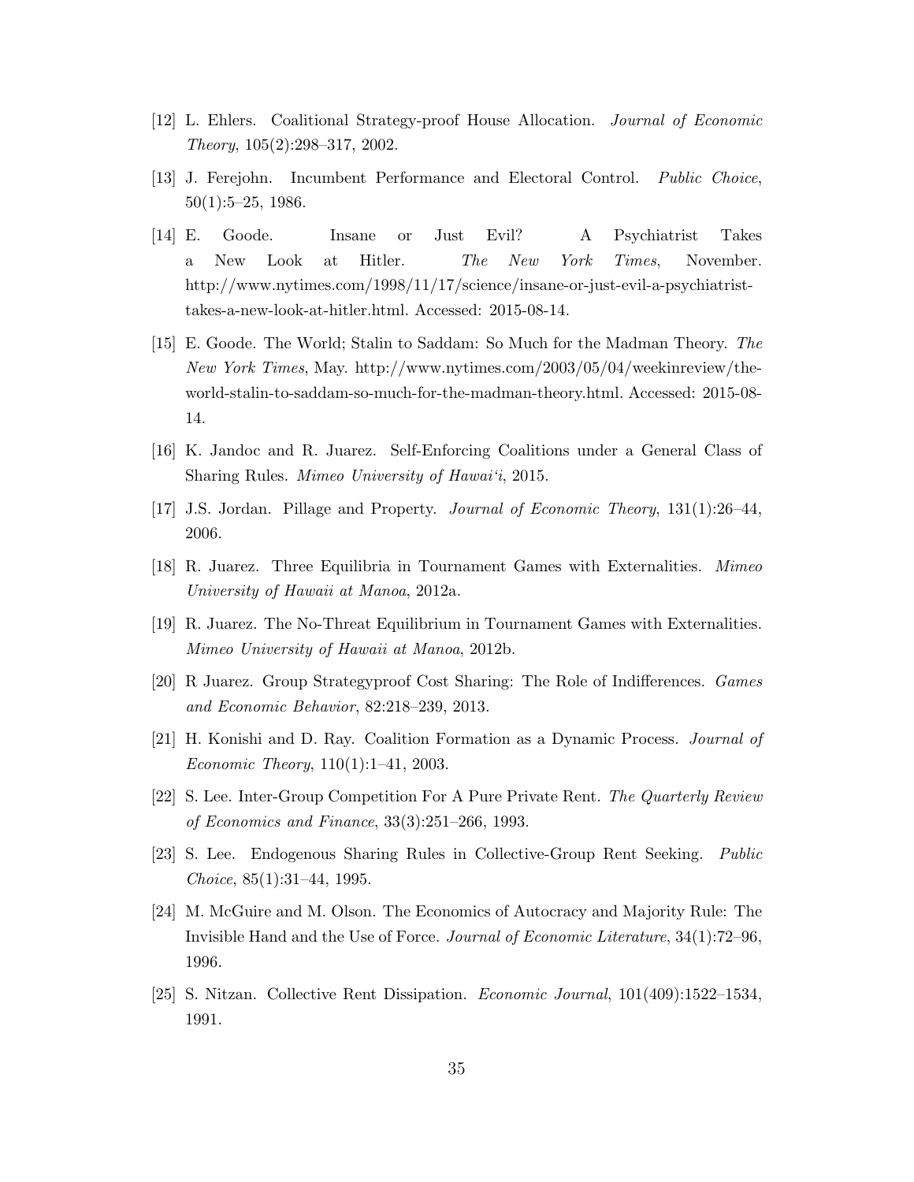[12] L. Ehlers. Coalitional Strategy-proof House Allocation. *Journal of Economic Theory*, 105(2):298–317, 2002.

[13] J. Ferejohn. Incumbent Performance and Electoral Control. *Public Choice*, 50(1):5–25, 1986.

[14] E. Goode. Insane or Just Evil? A Psychiatrist Takes a New Look at Hitler. *The New York Times*, November. http://www.nytimes.com/1998/11/17/science/insane-or-just-evil-a-psychiatrist-takes-a-new-look-at-hitler.html. Accessed: 2015-08-14.

[15] E. Goode. The World; Stalin to Saddam: So Much for the Madman Theory. *The New York Times*, May. http://www.nytimes.com/2003/05/04/weekinreview/the-world-stalin-to-saddam-so-much-for-the-madman-theory.html. Accessed: 2015-08-14.

[16] K. Jandoc and R. Juarez. Self-Enforcing Coalitions under a General Class of Sharing Rules. *Mimeo University of Hawai'i*, 2015.

[17] J.S. Jordan. Pillage and Property. *Journal of Economic Theory*, 131(1):26–44, 2006.

[18] R. Juarez. Three Equilibria in Tournament Games with Externalities. *Mimeo University of Hawaii at Manoa*, 2012a.

[19] R. Juarez. The No-Threat Equilibrium in Tournament Games with Externalities. *Mimeo University of Hawaii at Manoa*, 2012b.

[20] R Juarez. Group Strategyproof Cost Sharing: The Role of Indifferences. *Games and Economic Behavior*, 82:218–239, 2013.

[21] H. Konishi and D. Ray. Coalition Formation as a Dynamic Process. *Journal of Economic Theory*, 110(1):1–41, 2003.

[22] S. Lee. Inter-Group Competition For A Pure Private Rent. *The Quarterly Review of Economics and Finance*, 33(3):251–266, 1993.

[23] S. Lee. Endogenous Sharing Rules in Collective-Group Rent Seeking. *Public Choice*, 85(1):31–44, 1995.

[24] M. McGuire and M. Olson. The Economics of Autocracy and Majority Rule: The Invisible Hand and the Use of Force. *Journal of Economic Literature*, 34(1):72–96, 1996.

[25] S. Nitzan. Collective Rent Dissipation. *Economic Journal*, 101(409):1522–1534, 1991.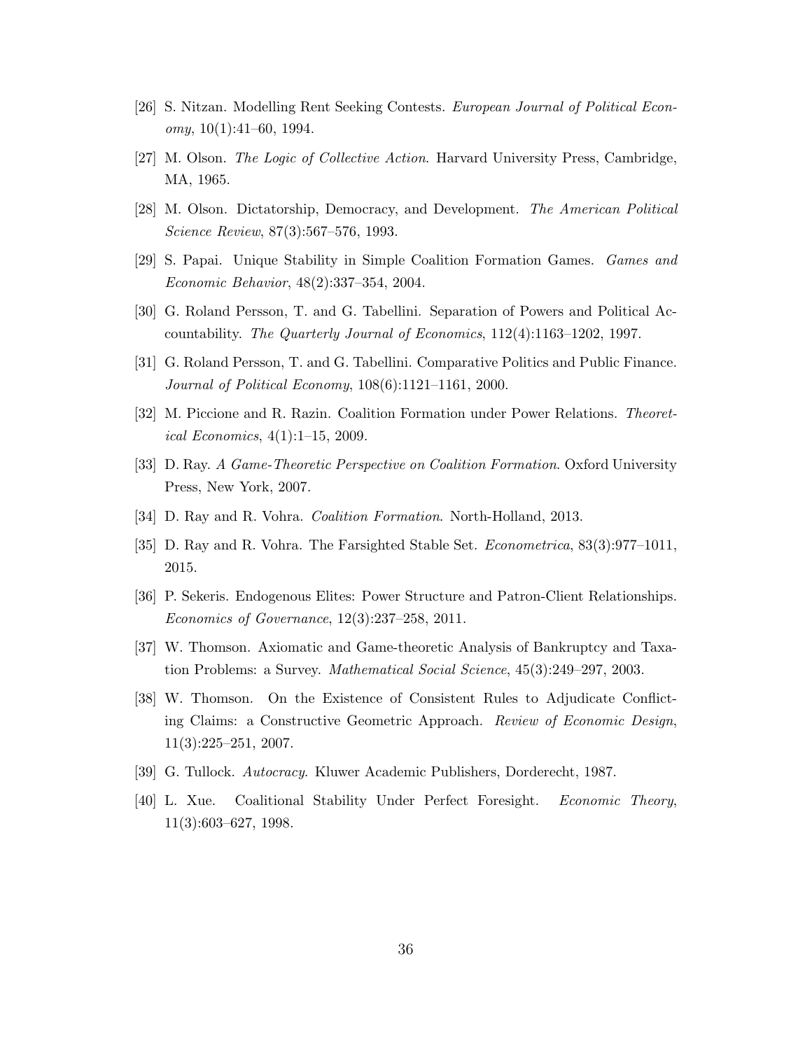[26] S. Nitzan. Modelling Rent Seeking Contests. *European Journal of Political Economy*, 10(1):41–60, 1994.

[27] M. Olson. *The Logic of Collective Action*. Harvard University Press, Cambridge, MA, 1965.

[28] M. Olson. Dictatorship, Democracy, and Development. *The American Political Science Review*, 87(3):567–576, 1993.

[29] S. Papai. Unique Stability in Simple Coalition Formation Games. *Games and Economic Behavior*, 48(2):337–354, 2004.

[30] G. Roland Persson, T. and G. Tabellini. Separation of Powers and Political Accountability. *The Quarterly Journal of Economics*, 112(4):1163–1202, 1997.

[31] G. Roland Persson, T. and G. Tabellini. Comparative Politics and Public Finance. *Journal of Political Economy*, 108(6):1121–1161, 2000.

[32] M. Piccione and R. Razin. Coalition Formation under Power Relations. *Theoretical Economics*, 4(1):1–15, 2009.

[33] D. Ray. *A Game-Theoretic Perspective on Coalition Formation*. Oxford University Press, New York, 2007.

[34] D. Ray and R. Vohra. *Coalition Formation*. North-Holland, 2013.

[35] D. Ray and R. Vohra. The Farsighted Stable Set. *Econometrica*, 83(3):977–1011, 2015.

[36] P. Sekeris. Endogenous Elites: Power Structure and Patron-Client Relationships. *Economics of Governance*, 12(3):237–258, 2011.

[37] W. Thomson. Axiomatic and Game-theoretic Analysis of Bankruptcy and Taxation Problems: a Survey. *Mathematical Social Science*, 45(3):249–297, 2003.

[38] W. Thomson. On the Existence of Consistent Rules to Adjudicate Conflicting Claims: a Constructive Geometric Approach. *Review of Economic Design*, 11(3):225–251, 2007.

[39] G. Tullock. *Autocracy*. Kluwer Academic Publishers, Dorderecht, 1987.

[40] L. Xue. Coalitional Stability Under Perfect Foresight. *Economic Theory*, 11(3):603–627, 1998.